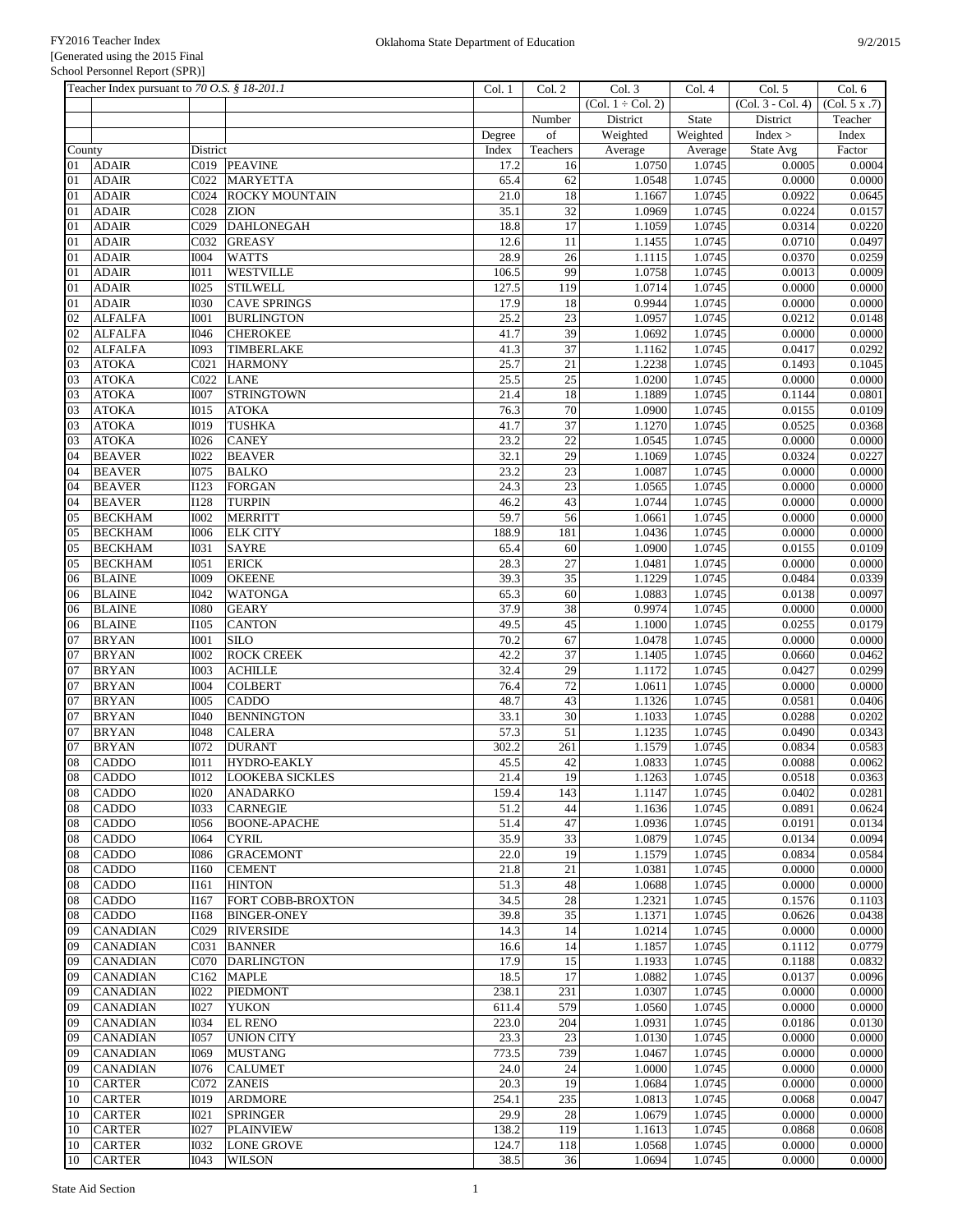FY2016 Teacher Index
[Generated using the 2015 Final School Personnel Report (SPR)]

Oklahoma State Department of Education

9/2/2015

| Teacher Index pursuant to *70 O.S. § 18-201.1* | | | | Col. 1 | Col. 2 | Col. 3 | Col. 4 | Col. 5 | Col. 6 |
|---|---|---|---|---|---|---|---|---|---|
| | | | | | | (Col. 1 ÷ Col. 2) | | (Col. 3 - Col. 4) | (Col. 5 x .7) |
| | | | | | Number | District | State | District | Teacher |
| | | | | Degree | of | Weighted | Weighted | Index > | Index |
| County | | District | | Index | Teachers | Average | Average | State Avg | Factor |
| 01 | ADAIR | C019 | PEAVINE | 17.2 | 16 | 1.0750 | 1.0745 | 0.0005 | 0.0004 |
| 01 | ADAIR | C022 | MARYETTA | 65.4 | 62 | 1.0548 | 1.0745 | 0.0000 | 0.0000 |
| 01 | ADAIR | C024 | ROCKY MOUNTAIN | 21.0 | 18 | 1.1667 | 1.0745 | 0.0922 | 0.0645 |
| 01 | ADAIR | C028 | ZION | 35.1 | 32 | 1.0969 | 1.0745 | 0.0224 | 0.0157 |
| 01 | ADAIR | C029 | DAHLONEGAH | 18.8 | 17 | 1.1059 | 1.0745 | 0.0314 | 0.0220 |
| 01 | ADAIR | C032 | GREASY | 12.6 | 11 | 1.1455 | 1.0745 | 0.0710 | 0.0497 |
| 01 | ADAIR | I004 | WATTS | 28.9 | 26 | 1.1115 | 1.0745 | 0.0370 | 0.0259 |
| 01 | ADAIR | I011 | WESTVILLE | 106.5 | 99 | 1.0758 | 1.0745 | 0.0013 | 0.0009 |
| 01 | ADAIR | I025 | STILWELL | 127.5 | 119 | 1.0714 | 1.0745 | 0.0000 | 0.0000 |
| 01 | ADAIR | I030 | CAVE SPRINGS | 17.9 | 18 | 0.9944 | 1.0745 | 0.0000 | 0.0000 |
| 02 | ALFALFA | I001 | BURLINGTON | 25.2 | 23 | 1.0957 | 1.0745 | 0.0212 | 0.0148 |
| 02 | ALFALFA | I046 | CHEROKEE | 41.7 | 39 | 1.0692 | 1.0745 | 0.0000 | 0.0000 |
| 02 | ALFALFA | I093 | TIMBERLAKE | 41.3 | 37 | 1.1162 | 1.0745 | 0.0417 | 0.0292 |
| 03 | ATOKA | C021 | HARMONY | 25.7 | 21 | 1.2238 | 1.0745 | 0.1493 | 0.1045 |
| 03 | ATOKA | C022 | LANE | 25.5 | 25 | 1.0200 | 1.0745 | 0.0000 | 0.0000 |
| 03 | ATOKA | I007 | STRINGTOWN | 21.4 | 18 | 1.1889 | 1.0745 | 0.1144 | 0.0801 |
| 03 | ATOKA | I015 | ATOKA | 76.3 | 70 | 1.0900 | 1.0745 | 0.0155 | 0.0109 |
| 03 | ATOKA | I019 | TUSHKA | 41.7 | 37 | 1.1270 | 1.0745 | 0.0525 | 0.0368 |
| 03 | ATOKA | I026 | CANEY | 23.2 | 22 | 1.0545 | 1.0745 | 0.0000 | 0.0000 |
| 04 | BEAVER | I022 | BEAVER | 32.1 | 29 | 1.1069 | 1.0745 | 0.0324 | 0.0227 |
| 04 | BEAVER | I075 | BALKO | 23.2 | 23 | 1.0087 | 1.0745 | 0.0000 | 0.0000 |
| 04 | BEAVER | I123 | FORGAN | 24.3 | 23 | 1.0565 | 1.0745 | 0.0000 | 0.0000 |
| 04 | BEAVER | I128 | TURPIN | 46.2 | 43 | 1.0744 | 1.0745 | 0.0000 | 0.0000 |
| 05 | BECKHAM | I002 | MERRITT | 59.7 | 56 | 1.0661 | 1.0745 | 0.0000 | 0.0000 |
| 05 | BECKHAM | I006 | ELK CITY | 188.9 | 181 | 1.0436 | 1.0745 | 0.0000 | 0.0000 |
| 05 | BECKHAM | I031 | SAYRE | 65.4 | 60 | 1.0900 | 1.0745 | 0.0155 | 0.0109 |
| 05 | BECKHAM | I051 | ERICK | 28.3 | 27 | 1.0481 | 1.0745 | 0.0000 | 0.0000 |
| 06 | BLAINE | I009 | OKEENE | 39.3 | 35 | 1.1229 | 1.0745 | 0.0484 | 0.0339 |
| 06 | BLAINE | I042 | WATONGA | 65.3 | 60 | 1.0883 | 1.0745 | 0.0138 | 0.0097 |
| 06 | BLAINE | I080 | GEARY | 37.9 | 38 | 0.9974 | 1.0745 | 0.0000 | 0.0000 |
| 06 | BLAINE | I105 | CANTON | 49.5 | 45 | 1.1000 | 1.0745 | 0.0255 | 0.0179 |
| 07 | BRYAN | I001 | SILO | 70.2 | 67 | 1.0478 | 1.0745 | 0.0000 | 0.0000 |
| 07 | BRYAN | I002 | ROCK CREEK | 42.2 | 37 | 1.1405 | 1.0745 | 0.0660 | 0.0462 |
| 07 | BRYAN | I003 | ACHILLE | 32.4 | 29 | 1.1172 | 1.0745 | 0.0427 | 0.0299 |
| 07 | BRYAN | I004 | COLBERT | 76.4 | 72 | 1.0611 | 1.0745 | 0.0000 | 0.0000 |
| 07 | BRYAN | I005 | CADDO | 48.7 | 43 | 1.1326 | 1.0745 | 0.0581 | 0.0406 |
| 07 | BRYAN | I040 | BENNINGTON | 33.1 | 30 | 1.1033 | 1.0745 | 0.0288 | 0.0202 |
| 07 | BRYAN | I048 | CALERA | 57.3 | 51 | 1.1235 | 1.0745 | 0.0490 | 0.0343 |
| 07 | BRYAN | I072 | DURANT | 302.2 | 261 | 1.1579 | 1.0745 | 0.0834 | 0.0583 |
| 08 | CADDO | I011 | HYDRO-EAKLY | 45.5 | 42 | 1.0833 | 1.0745 | 0.0088 | 0.0062 |
| 08 | CADDO | I012 | LOOKEBA SICKLES | 21.4 | 19 | 1.1263 | 1.0745 | 0.0518 | 0.0363 |
| 08 | CADDO | I020 | ANADARKO | 159.4 | 143 | 1.1147 | 1.0745 | 0.0402 | 0.0281 |
| 08 | CADDO | I033 | CARNEGIE | 51.2 | 44 | 1.1636 | 1.0745 | 0.0891 | 0.0624 |
| 08 | CADDO | I056 | BOONE-APACHE | 51.4 | 47 | 1.0936 | 1.0745 | 0.0191 | 0.0134 |
| 08 | CADDO | I064 | CYRIL | 35.9 | 33 | 1.0879 | 1.0745 | 0.0134 | 0.0094 |
| 08 | CADDO | I086 | GRACEMONT | 22.0 | 19 | 1.1579 | 1.0745 | 0.0834 | 0.0584 |
| 08 | CADDO | I160 | CEMENT | 21.8 | 21 | 1.0381 | 1.0745 | 0.0000 | 0.0000 |
| 08 | CADDO | I161 | HINTON | 51.3 | 48 | 1.0688 | 1.0745 | 0.0000 | 0.0000 |
| 08 | CADDO | I167 | FORT COBB-BROXTON | 34.5 | 28 | 1.2321 | 1.0745 | 0.1576 | 0.1103 |
| 08 | CADDO | I168 | BINGER-ONEY | 39.8 | 35 | 1.1371 | 1.0745 | 0.0626 | 0.0438 |
| 09 | CANADIAN | C029 | RIVERSIDE | 14.3 | 14 | 1.0214 | 1.0745 | 0.0000 | 0.0000 |
| 09 | CANADIAN | C031 | BANNER | 16.6 | 14 | 1.1857 | 1.0745 | 0.1112 | 0.0779 |
| 09 | CANADIAN | C070 | DARLINGTON | 17.9 | 15 | 1.1933 | 1.0745 | 0.1188 | 0.0832 |
| 09 | CANADIAN | C162 | MAPLE | 18.5 | 17 | 1.0882 | 1.0745 | 0.0137 | 0.0096 |
| 09 | CANADIAN | I022 | PIEDMONT | 238.1 | 231 | 1.0307 | 1.0745 | 0.0000 | 0.0000 |
| 09 | CANADIAN | I027 | YUKON | 611.4 | 579 | 1.0560 | 1.0745 | 0.0000 | 0.0000 |
| 09 | CANADIAN | I034 | EL RENO | 223.0 | 204 | 1.0931 | 1.0745 | 0.0186 | 0.0130 |
| 09 | CANADIAN | I057 | UNION CITY | 23.3 | 23 | 1.0130 | 1.0745 | 0.0000 | 0.0000 |
| 09 | CANADIAN | I069 | MUSTANG | 773.5 | 739 | 1.0467 | 1.0745 | 0.0000 | 0.0000 |
| 09 | CANADIAN | I076 | CALUMET | 24.0 | 24 | 1.0000 | 1.0745 | 0.0000 | 0.0000 |
| 10 | CARTER | C072 | ZANEIS | 20.3 | 19 | 1.0684 | 1.0745 | 0.0000 | 0.0000 |
| 10 | CARTER | I019 | ARDMORE | 254.1 | 235 | 1.0813 | 1.0745 | 0.0068 | 0.0047 |
| 10 | CARTER | I021 | SPRINGER | 29.9 | 28 | 1.0679 | 1.0745 | 0.0000 | 0.0000 |
| 10 | CARTER | I027 | PLAINVIEW | 138.2 | 119 | 1.1613 | 1.0745 | 0.0868 | 0.0608 |
| 10 | CARTER | I032 | LONE GROVE | 124.7 | 118 | 1.0568 | 1.0745 | 0.0000 | 0.0000 |
| 10 | CARTER | I043 | WILSON | 38.5 | 36 | 1.0694 | 1.0745 | 0.0000 | 0.0000 |

State Aid Section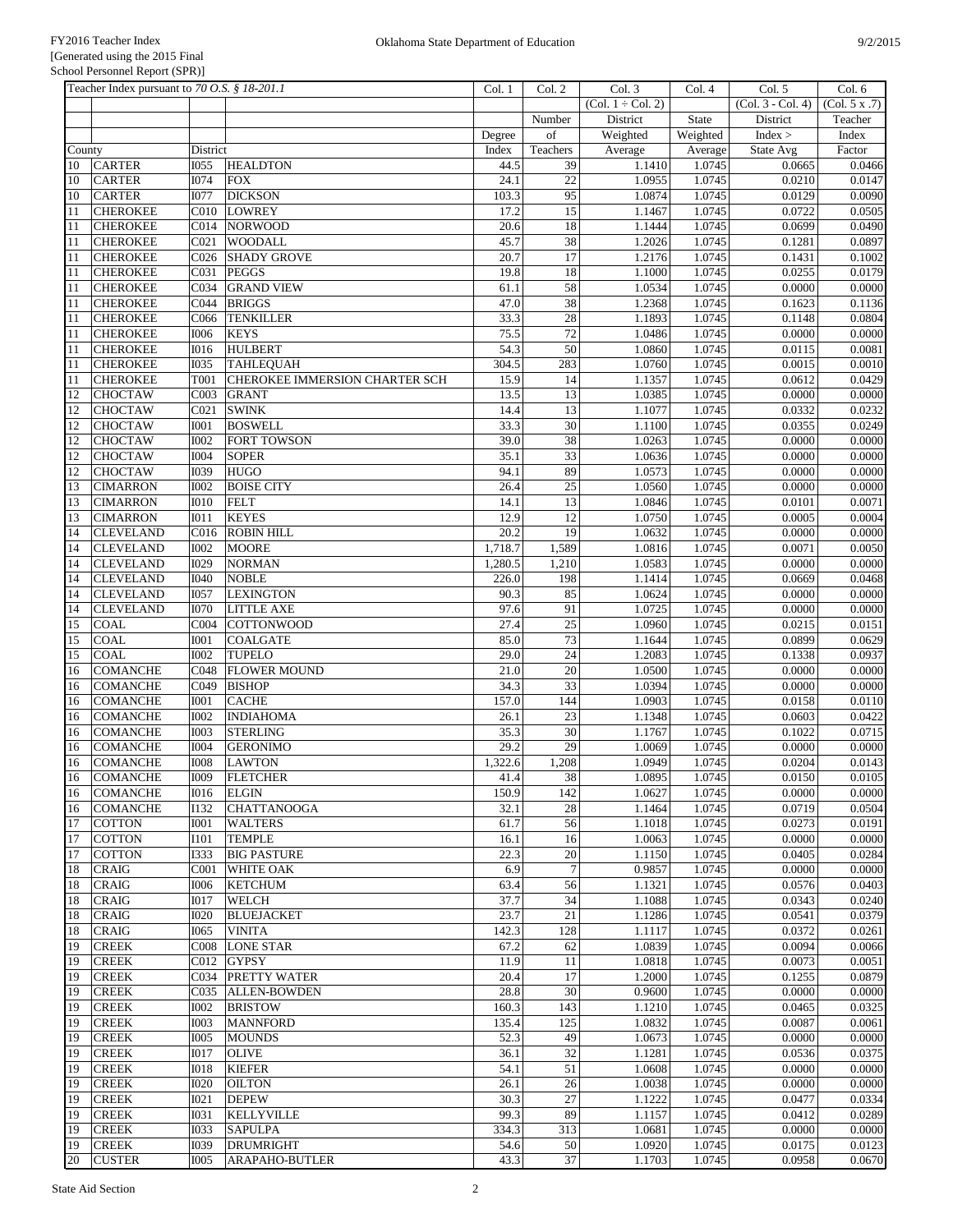FY2016 Teacher Index
[Generated using the 2015 Final School Personnel Report (SPR)]

Oklahoma State Department of Education

9/2/2015

| Teacher Index pursuant to *70 O.S. § 18-201.1* | | | | Col. 1 | Col. 2 | Col. 3 | Col. 4 | Col. 5 | Col. 6 |
|---|---|---|---|---|---|---|---|---|---|
| | | | | | | (Col. 1 ÷ Col. 2) | | (Col. 3 - Col. 4) | (Col. 5 x .7) |
| | | | | | Number | District | State | District | Teacher |
| | | | | Degree | of | Weighted | Weighted | Index > | Index |
| County | | District | | Index | Teachers | Average | Average | State Avg | Factor |
| 10 | CARTER | I055 | HEALDTON | 44.5 | 39 | 1.1410 | 1.0745 | 0.0665 | 0.0466 |
| 10 | CARTER | I074 | FOX | 24.1 | 22 | 1.0955 | 1.0745 | 0.0210 | 0.0147 |
| 10 | CARTER | I077 | DICKSON | 103.3 | 95 | 1.0874 | 1.0745 | 0.0129 | 0.0090 |
| 11 | CHEROKEE | C010 | LOWREY | 17.2 | 15 | 1.1467 | 1.0745 | 0.0722 | 0.0505 |
| 11 | CHEROKEE | C014 | NORWOOD | 20.6 | 18 | 1.1444 | 1.0745 | 0.0699 | 0.0490 |
| 11 | CHEROKEE | C021 | WOODALL | 45.7 | 38 | 1.2026 | 1.0745 | 0.1281 | 0.0897 |
| 11 | CHEROKEE | C026 | SHADY GROVE | 20.7 | 17 | 1.2176 | 1.0745 | 0.1431 | 0.1002 |
| 11 | CHEROKEE | C031 | PEGGS | 19.8 | 18 | 1.1000 | 1.0745 | 0.0255 | 0.0179 |
| 11 | CHEROKEE | C034 | GRAND VIEW | 61.1 | 58 | 1.0534 | 1.0745 | 0.0000 | 0.0000 |
| 11 | CHEROKEE | C044 | BRIGGS | 47.0 | 38 | 1.2368 | 1.0745 | 0.1623 | 0.1136 |
| 11 | CHEROKEE | C066 | TENKILLER | 33.3 | 28 | 1.1893 | 1.0745 | 0.1148 | 0.0804 |
| 11 | CHEROKEE | I006 | KEYS | 75.5 | 72 | 1.0486 | 1.0745 | 0.0000 | 0.0000 |
| 11 | CHEROKEE | I016 | HULBERT | 54.3 | 50 | 1.0860 | 1.0745 | 0.0115 | 0.0081 |
| 11 | CHEROKEE | I035 | TAHLEQUAH | 304.5 | 283 | 1.0760 | 1.0745 | 0.0015 | 0.0010 |
| 11 | CHEROKEE | T001 | CHEROKEE IMMERSION CHARTER SCH | 15.9 | 14 | 1.1357 | 1.0745 | 0.0612 | 0.0429 |
| 12 | CHOCTAW | C003 | GRANT | 13.5 | 13 | 1.0385 | 1.0745 | 0.0000 | 0.0000 |
| 12 | CHOCTAW | C021 | SWINK | 14.4 | 13 | 1.1077 | 1.0745 | 0.0332 | 0.0232 |
| 12 | CHOCTAW | I001 | BOSWELL | 33.3 | 30 | 1.1100 | 1.0745 | 0.0355 | 0.0249 |
| 12 | CHOCTAW | I002 | FORT TOWSON | 39.0 | 38 | 1.0263 | 1.0745 | 0.0000 | 0.0000 |
| 12 | CHOCTAW | I004 | SOPER | 35.1 | 33 | 1.0636 | 1.0745 | 0.0000 | 0.0000 |
| 12 | CHOCTAW | I039 | HUGO | 94.1 | 89 | 1.0573 | 1.0745 | 0.0000 | 0.0000 |
| 13 | CIMARRON | I002 | BOISE CITY | 26.4 | 25 | 1.0560 | 1.0745 | 0.0000 | 0.0000 |
| 13 | CIMARRON | I010 | FELT | 14.1 | 13 | 1.0846 | 1.0745 | 0.0101 | 0.0071 |
| 13 | CIMARRON | I011 | KEYES | 12.9 | 12 | 1.0750 | 1.0745 | 0.0005 | 0.0004 |
| 14 | CLEVELAND | C016 | ROBIN HILL | 20.2 | 19 | 1.0632 | 1.0745 | 0.0000 | 0.0000 |
| 14 | CLEVELAND | I002 | MOORE | 1,718.7 | 1,589 | 1.0816 | 1.0745 | 0.0071 | 0.0050 |
| 14 | CLEVELAND | I029 | NORMAN | 1,280.5 | 1,210 | 1.0583 | 1.0745 | 0.0000 | 0.0000 |
| 14 | CLEVELAND | I040 | NOBLE | 226.0 | 198 | 1.1414 | 1.0745 | 0.0669 | 0.0468 |
| 14 | CLEVELAND | I057 | LEXINGTON | 90.3 | 85 | 1.0624 | 1.0745 | 0.0000 | 0.0000 |
| 14 | CLEVELAND | I070 | LITTLE AXE | 97.6 | 91 | 1.0725 | 1.0745 | 0.0000 | 0.0000 |
| 15 | COAL | C004 | COTTONWOOD | 27.4 | 25 | 1.0960 | 1.0745 | 0.0215 | 0.0151 |
| 15 | COAL | I001 | COALGATE | 85.0 | 73 | 1.1644 | 1.0745 | 0.0899 | 0.0629 |
| 15 | COAL | I002 | TUPELO | 29.0 | 24 | 1.2083 | 1.0745 | 0.1338 | 0.0937 |
| 16 | COMANCHE | C048 | FLOWER MOUND | 21.0 | 20 | 1.0500 | 1.0745 | 0.0000 | 0.0000 |
| 16 | COMANCHE | C049 | BISHOP | 34.3 | 33 | 1.0394 | 1.0745 | 0.0000 | 0.0000 |
| 16 | COMANCHE | I001 | CACHE | 157.0 | 144 | 1.0903 | 1.0745 | 0.0158 | 0.0110 |
| 16 | COMANCHE | I002 | INDIAHOMA | 26.1 | 23 | 1.1348 | 1.0745 | 0.0603 | 0.0422 |
| 16 | COMANCHE | I003 | STERLING | 35.3 | 30 | 1.1767 | 1.0745 | 0.1022 | 0.0715 |
| 16 | COMANCHE | I004 | GERONIMO | 29.2 | 29 | 1.0069 | 1.0745 | 0.0000 | 0.0000 |
| 16 | COMANCHE | I008 | LAWTON | 1,322.6 | 1,208 | 1.0949 | 1.0745 | 0.0204 | 0.0143 |
| 16 | COMANCHE | I009 | FLETCHER | 41.4 | 38 | 1.0895 | 1.0745 | 0.0150 | 0.0105 |
| 16 | COMANCHE | I016 | ELGIN | 150.9 | 142 | 1.0627 | 1.0745 | 0.0000 | 0.0000 |
| 16 | COMANCHE | I132 | CHATTANOOGA | 32.1 | 28 | 1.1464 | 1.0745 | 0.0719 | 0.0504 |
| 17 | COTTON | I001 | WALTERS | 61.7 | 56 | 1.1018 | 1.0745 | 0.0273 | 0.0191 |
| 17 | COTTON | I101 | TEMPLE | 16.1 | 16 | 1.0063 | 1.0745 | 0.0000 | 0.0000 |
| 17 | COTTON | I333 | BIG PASTURE | 22.3 | 20 | 1.1150 | 1.0745 | 0.0405 | 0.0284 |
| 18 | CRAIG | C001 | WHITE OAK | 6.9 | 7 | 0.9857 | 1.0745 | 0.0000 | 0.0000 |
| 18 | CRAIG | I006 | KETCHUM | 63.4 | 56 | 1.1321 | 1.0745 | 0.0576 | 0.0403 |
| 18 | CRAIG | I017 | WELCH | 37.7 | 34 | 1.1088 | 1.0745 | 0.0343 | 0.0240 |
| 18 | CRAIG | I020 | BLUEJACKET | 23.7 | 21 | 1.1286 | 1.0745 | 0.0541 | 0.0379 |
| 18 | CRAIG | I065 | VINITA | 142.3 | 128 | 1.1117 | 1.0745 | 0.0372 | 0.0261 |
| 19 | CREEK | C008 | LONE STAR | 67.2 | 62 | 1.0839 | 1.0745 | 0.0094 | 0.0066 |
| 19 | CREEK | C012 | GYPSY | 11.9 | 11 | 1.0818 | 1.0745 | 0.0073 | 0.0051 |
| 19 | CREEK | C034 | PRETTY WATER | 20.4 | 17 | 1.2000 | 1.0745 | 0.1255 | 0.0879 |
| 19 | CREEK | C035 | ALLEN-BOWDEN | 28.8 | 30 | 0.9600 | 1.0745 | 0.0000 | 0.0000 |
| 19 | CREEK | I002 | BRISTOW | 160.3 | 143 | 1.1210 | 1.0745 | 0.0465 | 0.0325 |
| 19 | CREEK | I003 | MANNFORD | 135.4 | 125 | 1.0832 | 1.0745 | 0.0087 | 0.0061 |
| 19 | CREEK | I005 | MOUNDS | 52.3 | 49 | 1.0673 | 1.0745 | 0.0000 | 0.0000 |
| 19 | CREEK | I017 | OLIVE | 36.1 | 32 | 1.1281 | 1.0745 | 0.0536 | 0.0375 |
| 19 | CREEK | I018 | KIEFER | 54.1 | 51 | 1.0608 | 1.0745 | 0.0000 | 0.0000 |
| 19 | CREEK | I020 | OILTON | 26.1 | 26 | 1.0038 | 1.0745 | 0.0000 | 0.0000 |
| 19 | CREEK | I021 | DEPEW | 30.3 | 27 | 1.1222 | 1.0745 | 0.0477 | 0.0334 |
| 19 | CREEK | I031 | KELLYVILLE | 99.3 | 89 | 1.1157 | 1.0745 | 0.0412 | 0.0289 |
| 19 | CREEK | I033 | SAPULPA | 334.3 | 313 | 1.0681 | 1.0745 | 0.0000 | 0.0000 |
| 19 | CREEK | I039 | DRUMRIGHT | 54.6 | 50 | 1.0920 | 1.0745 | 0.0175 | 0.0123 |
| 20 | CUSTER | I005 | ARAPAHO-BUTLER | 43.3 | 37 | 1.1703 | 1.0745 | 0.0958 | 0.0670 |

State Aid Section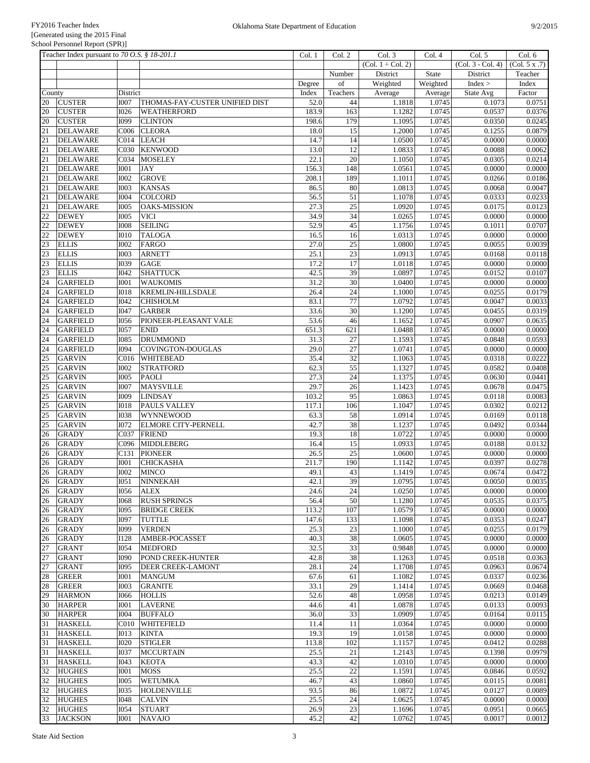| Teacher Index pursuant to *70 O.S. § 18-201.1* | | | | Col. 1 | Col. 2 | Col. 3 | Col. 4 | Col. 5 | Col. 6 |
|---|---|---|---|---|---|---|---|---|---|
| | | | | | | (Col. 1 ÷ Col. 2) | | (Col. 3 - Col. 4) | (Col. 5 x .7) |
| | | | | | Number | District | State | District | Teacher |
| | | | | Degree | of | Weighted | Weighted | Index > | Index |
| County | | District | | Index | Teachers | Average | Average | State Avg | Factor |
| 20 | CUSTER | I007 | THOMAS-FAY-CUSTER UNIFIED DIST | 52.0 | 44 | 1.1818 | 1.0745 | 0.1073 | 0.0751 |
| 20 | CUSTER | I026 | WEATHERFORD | 183.9 | 163 | 1.1282 | 1.0745 | 0.0537 | 0.0376 |
| 20 | CUSTER | I099 | CLINTON | 198.6 | 179 | 1.1095 | 1.0745 | 0.0350 | 0.0245 |
| 21 | DELAWARE | C006 | CLEORA | 18.0 | 15 | 1.2000 | 1.0745 | 0.1255 | 0.0879 |
| 21 | DELAWARE | C014 | LEACH | 14.7 | 14 | 1.0500 | 1.0745 | 0.0000 | 0.0000 |
| 21 | DELAWARE | C030 | KENWOOD | 13.0 | 12 | 1.0833 | 1.0745 | 0.0088 | 0.0062 |
| 21 | DELAWARE | C034 | MOSELEY | 22.1 | 20 | 1.1050 | 1.0745 | 0.0305 | 0.0214 |
| 21 | DELAWARE | I001 | JAY | 156.3 | 148 | 1.0561 | 1.0745 | 0.0000 | 0.0000 |
| 21 | DELAWARE | I002 | GROVE | 208.1 | 189 | 1.1011 | 1.0745 | 0.0266 | 0.0186 |
| 21 | DELAWARE | I003 | KANSAS | 86.5 | 80 | 1.0813 | 1.0745 | 0.0068 | 0.0047 |
| 21 | DELAWARE | I004 | COLCORD | 56.5 | 51 | 1.1078 | 1.0745 | 0.0333 | 0.0233 |
| 21 | DELAWARE | I005 | OAKS-MISSION | 27.3 | 25 | 1.0920 | 1.0745 | 0.0175 | 0.0123 |
| 22 | DEWEY | I005 | VICI | 34.9 | 34 | 1.0265 | 1.0745 | 0.0000 | 0.0000 |
| 22 | DEWEY | I008 | SEILING | 52.9 | 45 | 1.1756 | 1.0745 | 0.1011 | 0.0707 |
| 22 | DEWEY | I010 | TALOGA | 16.5 | 16 | 1.0313 | 1.0745 | 0.0000 | 0.0000 |
| 23 | ELLIS | I002 | FARGO | 27.0 | 25 | 1.0800 | 1.0745 | 0.0055 | 0.0039 |
| 23 | ELLIS | I003 | ARNETT | 25.1 | 23 | 1.0913 | 1.0745 | 0.0168 | 0.0118 |
| 23 | ELLIS | I039 | GAGE | 17.2 | 17 | 1.0118 | 1.0745 | 0.0000 | 0.0000 |
| 23 | ELLIS | I042 | SHATTUCK | 42.5 | 39 | 1.0897 | 1.0745 | 0.0152 | 0.0107 |
| 24 | GARFIELD | I001 | WAUKOMIS | 31.2 | 30 | 1.0400 | 1.0745 | 0.0000 | 0.0000 |
| 24 | GARFIELD | I018 | KREMLIN-HILLSDALE | 26.4 | 24 | 1.1000 | 1.0745 | 0.0255 | 0.0179 |
| 24 | GARFIELD | I042 | CHISHOLM | 83.1 | 77 | 1.0792 | 1.0745 | 0.0047 | 0.0033 |
| 24 | GARFIELD | I047 | GARBER | 33.6 | 30 | 1.1200 | 1.0745 | 0.0455 | 0.0319 |
| 24 | GARFIELD | I056 | PIONEER-PLEASANT VALE | 53.6 | 46 | 1.1652 | 1.0745 | 0.0907 | 0.0635 |
| 24 | GARFIELD | I057 | ENID | 651.3 | 621 | 1.0488 | 1.0745 | 0.0000 | 0.0000 |
| 24 | GARFIELD | I085 | DRUMMOND | 31.3 | 27 | 1.1593 | 1.0745 | 0.0848 | 0.0593 |
| 24 | GARFIELD | I094 | COVINGTON-DOUGLAS | 29.0 | 27 | 1.0741 | 1.0745 | 0.0000 | 0.0000 |
| 25 | GARVIN | C016 | WHITEBEAD | 35.4 | 32 | 1.1063 | 1.0745 | 0.0318 | 0.0222 |
| 25 | GARVIN | I002 | STRATFORD | 62.3 | 55 | 1.1327 | 1.0745 | 0.0582 | 0.0408 |
| 25 | GARVIN | I005 | PAOLI | 27.3 | 24 | 1.1375 | 1.0745 | 0.0630 | 0.0441 |
| 25 | GARVIN | I007 | MAYSVILLE | 29.7 | 26 | 1.1423 | 1.0745 | 0.0678 | 0.0475 |
| 25 | GARVIN | I009 | LINDSAY | 103.2 | 95 | 1.0863 | 1.0745 | 0.0118 | 0.0083 |
| 25 | GARVIN | I018 | PAULS VALLEY | 117.1 | 106 | 1.1047 | 1.0745 | 0.0302 | 0.0212 |
| 25 | GARVIN | I038 | WYNNEWOOD | 63.3 | 58 | 1.0914 | 1.0745 | 0.0169 | 0.0118 |
| 25 | GARVIN | I072 | ELMORE CITY-PERNELL | 42.7 | 38 | 1.1237 | 1.0745 | 0.0492 | 0.0344 |
| 26 | GRADY | C037 | FRIEND | 19.3 | 18 | 1.0722 | 1.0745 | 0.0000 | 0.0000 |
| 26 | GRADY | C096 | MIDDLEBERG | 16.4 | 15 | 1.0933 | 1.0745 | 0.0188 | 0.0132 |
| 26 | GRADY | C131 | PIONEER | 26.5 | 25 | 1.0600 | 1.0745 | 0.0000 | 0.0000 |
| 26 | GRADY | I001 | CHICKASHA | 211.7 | 190 | 1.1142 | 1.0745 | 0.0397 | 0.0278 |
| 26 | GRADY | I002 | MINCO | 49.1 | 43 | 1.1419 | 1.0745 | 0.0674 | 0.0472 |
| 26 | GRADY | I051 | NINNEKAH | 42.1 | 39 | 1.0795 | 1.0745 | 0.0050 | 0.0035 |
| 26 | GRADY | I056 | ALEX | 24.6 | 24 | 1.0250 | 1.0745 | 0.0000 | 0.0000 |
| 26 | GRADY | I068 | RUSH SPRINGS | 56.4 | 50 | 1.1280 | 1.0745 | 0.0535 | 0.0375 |
| 26 | GRADY | I095 | BRIDGE CREEK | 113.2 | 107 | 1.0579 | 1.0745 | 0.0000 | 0.0000 |
| 26 | GRADY | I097 | TUTTLE | 147.6 | 133 | 1.1098 | 1.0745 | 0.0353 | 0.0247 |
| 26 | GRADY | I099 | VERDEN | 25.3 | 23 | 1.1000 | 1.0745 | 0.0255 | 0.0179 |
| 26 | GRADY | I128 | AMBER-POCASSET | 40.3 | 38 | 1.0605 | 1.0745 | 0.0000 | 0.0000 |
| 27 | GRANT | I054 | MEDFORD | 32.5 | 33 | 0.9848 | 1.0745 | 0.0000 | 0.0000 |
| 27 | GRANT | I090 | POND CREEK-HUNTER | 42.8 | 38 | 1.1263 | 1.0745 | 0.0518 | 0.0363 |
| 27 | GRANT | I095 | DEER CREEK-LAMONT | 28.1 | 24 | 1.1708 | 1.0745 | 0.0963 | 0.0674 |
| 28 | GREER | I001 | MANGUM | 67.6 | 61 | 1.1082 | 1.0745 | 0.0337 | 0.0236 |
| 28 | GREER | I003 | GRANITE | 33.1 | 29 | 1.1414 | 1.0745 | 0.0669 | 0.0468 |
| 29 | HARMON | I066 | HOLLIS | 52.6 | 48 | 1.0958 | 1.0745 | 0.0213 | 0.0149 |
| 30 | HARPER | I001 | LAVERNE | 44.6 | 41 | 1.0878 | 1.0745 | 0.0133 | 0.0093 |
| 30 | HARPER | I004 | BUFFALO | 36.0 | 33 | 1.0909 | 1.0745 | 0.0164 | 0.0115 |
| 31 | HASKELL | C010 | WHITEFIELD | 11.4 | 11 | 1.0364 | 1.0745 | 0.0000 | 0.0000 |
| 31 | HASKELL | I013 | KINTA | 19.3 | 19 | 1.0158 | 1.0745 | 0.0000 | 0.0000 |
| 31 | HASKELL | I020 | STIGLER | 113.8 | 102 | 1.1157 | 1.0745 | 0.0412 | 0.0288 |
| 31 | HASKELL | I037 | MCCURTAIN | 25.5 | 21 | 1.2143 | 1.0745 | 0.1398 | 0.0979 |
| 31 | HASKELL | I043 | KEOTA | 43.3 | 42 | 1.0310 | 1.0745 | 0.0000 | 0.0000 |
| 32 | HUGHES | I001 | MOSS | 25.5 | 22 | 1.1591 | 1.0745 | 0.0846 | 0.0592 |
| 32 | HUGHES | I005 | WETUMKA | 46.7 | 43 | 1.0860 | 1.0745 | 0.0115 | 0.0081 |
| 32 | HUGHES | I035 | HOLDENVILLE | 93.5 | 86 | 1.0872 | 1.0745 | 0.0127 | 0.0089 |
| 32 | HUGHES | I048 | CALVIN | 25.5 | 24 | 1.0625 | 1.0745 | 0.0000 | 0.0000 |
| 32 | HUGHES | I054 | STUART | 26.9 | 23 | 1.1696 | 1.0745 | 0.0951 | 0.0665 |
| 33 | JACKSON | I001 | NAVAJO | 45.2 | 42 | 1.0762 | 1.0745 | 0.0017 | 0.0012 |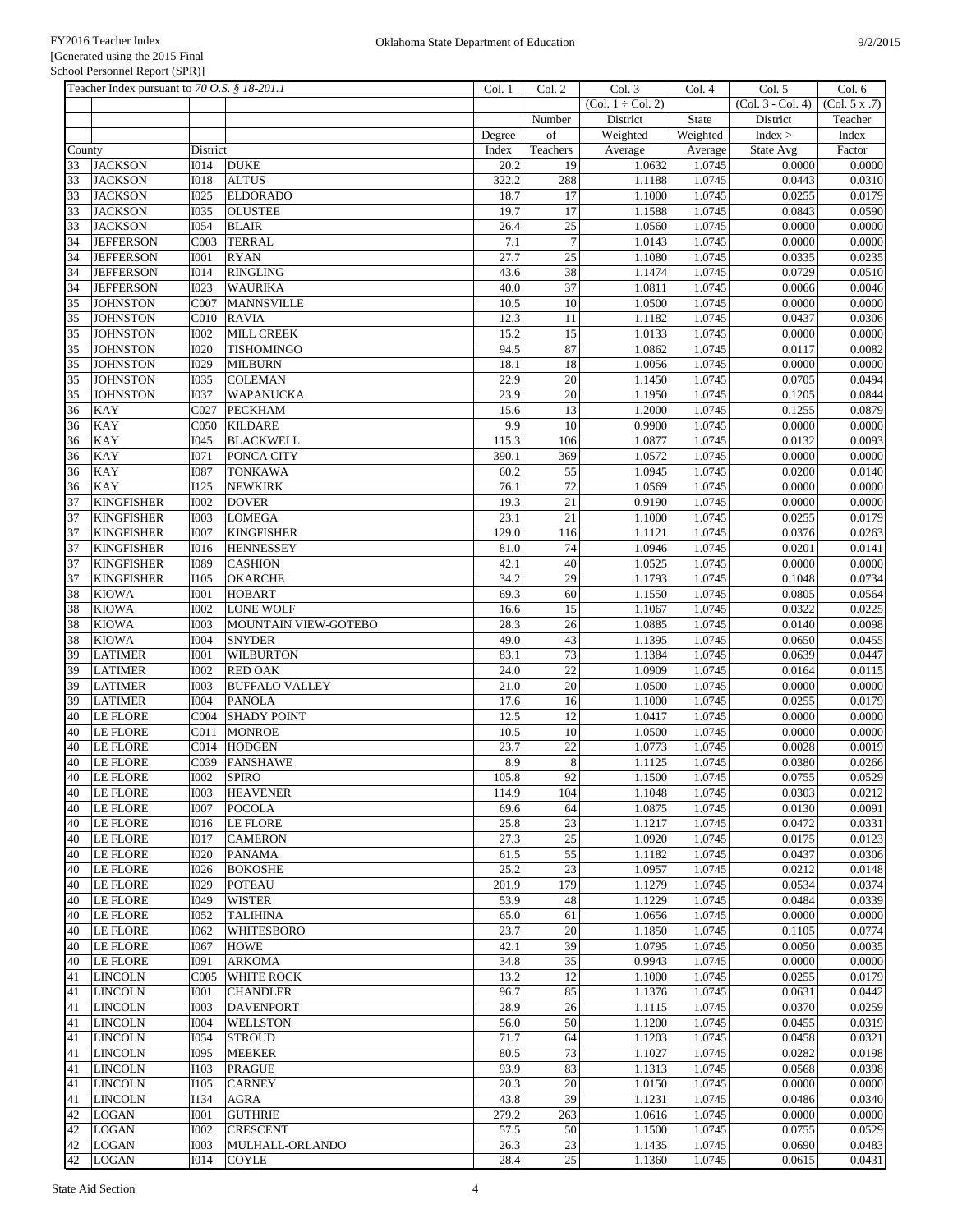| Teacher Index pursuant to *70 O.S. § 18-201.1* | | | | Col. 1 | Col. 2 | Col. 3 | Col. 4 | Col. 5 | Col. 6 |
|---|---|---|---|---|---|---|---|---|---|
| | | | | | | (Col. 1 ÷ Col. 2) | | (Col. 3 - Col. 4) | (Col. 5 x .7) |
| | | | | | Number | District | State | District | Teacher |
| | | | | Degree | of | Weighted | Weighted | Index > | Index |
| County | | District | | Index | Teachers | Average | Average | State Avg | Factor |
| 33 | JACKSON | I014 | DUKE | 20.2 | 19 | 1.0632 | 1.0745 | 0.0000 | 0.0000 |
| 33 | JACKSON | I018 | ALTUS | 322.2 | 288 | 1.1188 | 1.0745 | 0.0443 | 0.0310 |
| 33 | JACKSON | I025 | ELDORADO | 18.7 | 17 | 1.1000 | 1.0745 | 0.0255 | 0.0179 |
| 33 | JACKSON | I035 | OLUSTEE | 19.7 | 17 | 1.1588 | 1.0745 | 0.0843 | 0.0590 |
| 33 | JACKSON | I054 | BLAIR | 26.4 | 25 | 1.0560 | 1.0745 | 0.0000 | 0.0000 |
| 34 | JEFFERSON | C003 | TERRAL | 7.1 | 7 | 1.0143 | 1.0745 | 0.0000 | 0.0000 |
| 34 | JEFFERSON | I001 | RYAN | 27.7 | 25 | 1.1080 | 1.0745 | 0.0335 | 0.0235 |
| 34 | JEFFERSON | I014 | RINGLING | 43.6 | 38 | 1.1474 | 1.0745 | 0.0729 | 0.0510 |
| 34 | JEFFERSON | I023 | WAURIKA | 40.0 | 37 | 1.0811 | 1.0745 | 0.0066 | 0.0046 |
| 35 | JOHNSTON | C007 | MANNSVILLE | 10.5 | 10 | 1.0500 | 1.0745 | 0.0000 | 0.0000 |
| 35 | JOHNSTON | C010 | RAVIA | 12.3 | 11 | 1.1182 | 1.0745 | 0.0437 | 0.0306 |
| 35 | JOHNSTON | I002 | MILL CREEK | 15.2 | 15 | 1.0133 | 1.0745 | 0.0000 | 0.0000 |
| 35 | JOHNSTON | I020 | TISHOMINGO | 94.5 | 87 | 1.0862 | 1.0745 | 0.0117 | 0.0082 |
| 35 | JOHNSTON | I029 | MILBURN | 18.1 | 18 | 1.0056 | 1.0745 | 0.0000 | 0.0000 |
| 35 | JOHNSTON | I035 | COLEMAN | 22.9 | 20 | 1.1450 | 1.0745 | 0.0705 | 0.0494 |
| 35 | JOHNSTON | I037 | WAPANUCKA | 23.9 | 20 | 1.1950 | 1.0745 | 0.1205 | 0.0844 |
| 36 | KAY | C027 | PECKHAM | 15.6 | 13 | 1.2000 | 1.0745 | 0.1255 | 0.0879 |
| 36 | KAY | C050 | KILDARE | 9.9 | 10 | 0.9900 | 1.0745 | 0.0000 | 0.0000 |
| 36 | KAY | I045 | BLACKWELL | 115.3 | 106 | 1.0877 | 1.0745 | 0.0132 | 0.0093 |
| 36 | KAY | I071 | PONCA CITY | 390.1 | 369 | 1.0572 | 1.0745 | 0.0000 | 0.0000 |
| 36 | KAY | I087 | TONKAWA | 60.2 | 55 | 1.0945 | 1.0745 | 0.0200 | 0.0140 |
| 36 | KAY | I125 | NEWKIRK | 76.1 | 72 | 1.0569 | 1.0745 | 0.0000 | 0.0000 |
| 37 | KINGFISHER | I002 | DOVER | 19.3 | 21 | 0.9190 | 1.0745 | 0.0000 | 0.0000 |
| 37 | KINGFISHER | I003 | LOMEGA | 23.1 | 21 | 1.1000 | 1.0745 | 0.0255 | 0.0179 |
| 37 | KINGFISHER | I007 | KINGFISHER | 129.0 | 116 | 1.1121 | 1.0745 | 0.0376 | 0.0263 |
| 37 | KINGFISHER | I016 | HENNESSEY | 81.0 | 74 | 1.0946 | 1.0745 | 0.0201 | 0.0141 |
| 37 | KINGFISHER | I089 | CASHION | 42.1 | 40 | 1.0525 | 1.0745 | 0.0000 | 0.0000 |
| 37 | KINGFISHER | I105 | OKARCHE | 34.2 | 29 | 1.1793 | 1.0745 | 0.1048 | 0.0734 |
| 38 | KIOWA | I001 | HOBART | 69.3 | 60 | 1.1550 | 1.0745 | 0.0805 | 0.0564 |
| 38 | KIOWA | I002 | LONE WOLF | 16.6 | 15 | 1.1067 | 1.0745 | 0.0322 | 0.0225 |
| 38 | KIOWA | I003 | MOUNTAIN VIEW-GOTEBO | 28.3 | 26 | 1.0885 | 1.0745 | 0.0140 | 0.0098 |
| 38 | KIOWA | I004 | SNYDER | 49.0 | 43 | 1.1395 | 1.0745 | 0.0650 | 0.0455 |
| 39 | LATIMER | I001 | WILBURTON | 83.1 | 73 | 1.1384 | 1.0745 | 0.0639 | 0.0447 |
| 39 | LATIMER | I002 | RED OAK | 24.0 | 22 | 1.0909 | 1.0745 | 0.0164 | 0.0115 |
| 39 | LATIMER | I003 | BUFFALO VALLEY | 21.0 | 20 | 1.0500 | 1.0745 | 0.0000 | 0.0000 |
| 39 | LATIMER | I004 | PANOLA | 17.6 | 16 | 1.1000 | 1.0745 | 0.0255 | 0.0179 |
| 40 | LE FLORE | C004 | SHADY POINT | 12.5 | 12 | 1.0417 | 1.0745 | 0.0000 | 0.0000 |
| 40 | LE FLORE | C011 | MONROE | 10.5 | 10 | 1.0500 | 1.0745 | 0.0000 | 0.0000 |
| 40 | LE FLORE | C014 | HODGEN | 23.7 | 22 | 1.0773 | 1.0745 | 0.0028 | 0.0019 |
| 40 | LE FLORE | C039 | FANSHAWE | 8.9 | 8 | 1.1125 | 1.0745 | 0.0380 | 0.0266 |
| 40 | LE FLORE | I002 | SPIRO | 105.8 | 92 | 1.1500 | 1.0745 | 0.0755 | 0.0529 |
| 40 | LE FLORE | I003 | HEAVENER | 114.9 | 104 | 1.1048 | 1.0745 | 0.0303 | 0.0212 |
| 40 | LE FLORE | I007 | POCOLA | 69.6 | 64 | 1.0875 | 1.0745 | 0.0130 | 0.0091 |
| 40 | LE FLORE | I016 | LE FLORE | 25.8 | 23 | 1.1217 | 1.0745 | 0.0472 | 0.0331 |
| 40 | LE FLORE | I017 | CAMERON | 27.3 | 25 | 1.0920 | 1.0745 | 0.0175 | 0.0123 |
| 40 | LE FLORE | I020 | PANAMA | 61.5 | 55 | 1.1182 | 1.0745 | 0.0437 | 0.0306 |
| 40 | LE FLORE | I026 | BOKOSHE | 25.2 | 23 | 1.0957 | 1.0745 | 0.0212 | 0.0148 |
| 40 | LE FLORE | I029 | POTEAU | 201.9 | 179 | 1.1279 | 1.0745 | 0.0534 | 0.0374 |
| 40 | LE FLORE | I049 | WISTER | 53.9 | 48 | 1.1229 | 1.0745 | 0.0484 | 0.0339 |
| 40 | LE FLORE | I052 | TALIHINA | 65.0 | 61 | 1.0656 | 1.0745 | 0.0000 | 0.0000 |
| 40 | LE FLORE | I062 | WHITESBORO | 23.7 | 20 | 1.1850 | 1.0745 | 0.1105 | 0.0774 |
| 40 | LE FLORE | I067 | HOWE | 42.1 | 39 | 1.0795 | 1.0745 | 0.0050 | 0.0035 |
| 40 | LE FLORE | I091 | ARKOMA | 34.8 | 35 | 0.9943 | 1.0745 | 0.0000 | 0.0000 |
| 41 | LINCOLN | C005 | WHITE ROCK | 13.2 | 12 | 1.1000 | 1.0745 | 0.0255 | 0.0179 |
| 41 | LINCOLN | I001 | CHANDLER | 96.7 | 85 | 1.1376 | 1.0745 | 0.0631 | 0.0442 |
| 41 | LINCOLN | I003 | DAVENPORT | 28.9 | 26 | 1.1115 | 1.0745 | 0.0370 | 0.0259 |
| 41 | LINCOLN | I004 | WELLSTON | 56.0 | 50 | 1.1200 | 1.0745 | 0.0455 | 0.0319 |
| 41 | LINCOLN | I054 | STROUD | 71.7 | 64 | 1.1203 | 1.0745 | 0.0458 | 0.0321 |
| 41 | LINCOLN | I095 | MEEKER | 80.5 | 73 | 1.1027 | 1.0745 | 0.0282 | 0.0198 |
| 41 | LINCOLN | I103 | PRAGUE | 93.9 | 83 | 1.1313 | 1.0745 | 0.0568 | 0.0398 |
| 41 | LINCOLN | I105 | CARNEY | 20.3 | 20 | 1.0150 | 1.0745 | 0.0000 | 0.0000 |
| 41 | LINCOLN | I134 | AGRA | 43.8 | 39 | 1.1231 | 1.0745 | 0.0486 | 0.0340 |
| 42 | LOGAN | I001 | GUTHRIE | 279.2 | 263 | 1.0616 | 1.0745 | 0.0000 | 0.0000 |
| 42 | LOGAN | I002 | CRESCENT | 57.5 | 50 | 1.1500 | 1.0745 | 0.0755 | 0.0529 |
| 42 | LOGAN | I003 | MULHALL-ORLANDO | 26.3 | 23 | 1.1435 | 1.0745 | 0.0690 | 0.0483 |
| 42 | LOGAN | I014 | COYLE | 28.4 | 25 | 1.1360 | 1.0745 | 0.0615 | 0.0431 |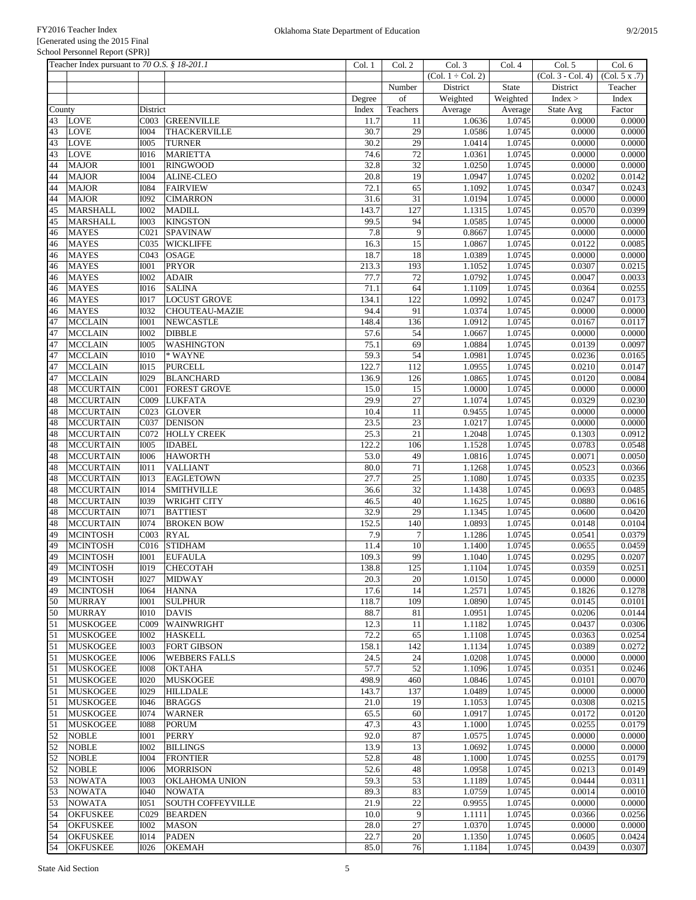| Teacher Index pursuant to *70 O.S. § 18-201.1* | | | | Col. 1 | Col. 2 | Col. 3 | Col. 4 | Col. 5 | Col. 6 |
|---|---|---|---|---|---|---|---|---|---|
| | | | | | | (Col. 1 ÷ Col. 2) | | (Col. 3 - Col. 4) | (Col. 5 x .7) |
| | | | | | Number | District | State | District | Teacher |
| | | | | Degree | of | Weighted | Weighted | Index > | Index |
| County | | District | | Index | Teachers | Average | Average | State Avg | Factor |
| 43 | LOVE | C003 | GREENVILLE | 11.7 | 11 | 1.0636 | 1.0745 | 0.0000 | 0.0000 |
| 43 | LOVE | I004 | THACKERVILLE | 30.7 | 29 | 1.0586 | 1.0745 | 0.0000 | 0.0000 |
| 43 | LOVE | I005 | TURNER | 30.2 | 29 | 1.0414 | 1.0745 | 0.0000 | 0.0000 |
| 43 | LOVE | I016 | MARIETTA | 74.6 | 72 | 1.0361 | 1.0745 | 0.0000 | 0.0000 |
| 44 | MAJOR | I001 | RINGWOOD | 32.8 | 32 | 1.0250 | 1.0745 | 0.0000 | 0.0000 |
| 44 | MAJOR | I004 | ALINE-CLEO | 20.8 | 19 | 1.0947 | 1.0745 | 0.0202 | 0.0142 |
| 44 | MAJOR | I084 | FAIRVIEW | 72.1 | 65 | 1.1092 | 1.0745 | 0.0347 | 0.0243 |
| 44 | MAJOR | I092 | CIMARRON | 31.6 | 31 | 1.0194 | 1.0745 | 0.0000 | 0.0000 |
| 45 | MARSHALL | I002 | MADILL | 143.7 | 127 | 1.1315 | 1.0745 | 0.0570 | 0.0399 |
| 45 | MARSHALL | I003 | KINGSTON | 99.5 | 94 | 1.0585 | 1.0745 | 0.0000 | 0.0000 |
| 46 | MAYES | C021 | SPAVINAW | 7.8 | 9 | 0.8667 | 1.0745 | 0.0000 | 0.0000 |
| 46 | MAYES | C035 | WICKLIFFE | 16.3 | 15 | 1.0867 | 1.0745 | 0.0122 | 0.0085 |
| 46 | MAYES | C043 | OSAGE | 18.7 | 18 | 1.0389 | 1.0745 | 0.0000 | 0.0000 |
| 46 | MAYES | I001 | PRYOR | 213.3 | 193 | 1.1052 | 1.0745 | 0.0307 | 0.0215 |
| 46 | MAYES | I002 | ADAIR | 77.7 | 72 | 1.0792 | 1.0745 | 0.0047 | 0.0033 |
| 46 | MAYES | I016 | SALINA | 71.1 | 64 | 1.1109 | 1.0745 | 0.0364 | 0.0255 |
| 46 | MAYES | I017 | LOCUST GROVE | 134.1 | 122 | 1.0992 | 1.0745 | 0.0247 | 0.0173 |
| 46 | MAYES | I032 | CHOUTEAU-MAZIE | 94.4 | 91 | 1.0374 | 1.0745 | 0.0000 | 0.0000 |
| 47 | MCCLAIN | I001 | NEWCASTLE | 148.4 | 136 | 1.0912 | 1.0745 | 0.0167 | 0.0117 |
| 47 | MCCLAIN | I002 | DIBBLE | 57.6 | 54 | 1.0667 | 1.0745 | 0.0000 | 0.0000 |
| 47 | MCCLAIN | I005 | WASHINGTON | 75.1 | 69 | 1.0884 | 1.0745 | 0.0139 | 0.0097 |
| 47 | MCCLAIN | I010 | * WAYNE | 59.3 | 54 | 1.0981 | 1.0745 | 0.0236 | 0.0165 |
| 47 | MCCLAIN | I015 | PURCELL | 122.7 | 112 | 1.0955 | 1.0745 | 0.0210 | 0.0147 |
| 47 | MCCLAIN | I029 | BLANCHARD | 136.9 | 126 | 1.0865 | 1.0745 | 0.0120 | 0.0084 |
| 48 | MCCURTAIN | C001 | FOREST GROVE | 15.0 | 15 | 1.0000 | 1.0745 | 0.0000 | 0.0000 |
| 48 | MCCURTAIN | C009 | LUKFATA | 29.9 | 27 | 1.1074 | 1.0745 | 0.0329 | 0.0230 |
| 48 | MCCURTAIN | C023 | GLOVER | 10.4 | 11 | 0.9455 | 1.0745 | 0.0000 | 0.0000 |
| 48 | MCCURTAIN | C037 | DENISON | 23.5 | 23 | 1.0217 | 1.0745 | 0.0000 | 0.0000 |
| 48 | MCCURTAIN | C072 | HOLLY CREEK | 25.3 | 21 | 1.2048 | 1.0745 | 0.1303 | 0.0912 |
| 48 | MCCURTAIN | I005 | IDABEL | 122.2 | 106 | 1.1528 | 1.0745 | 0.0783 | 0.0548 |
| 48 | MCCURTAIN | I006 | HAWORTH | 53.0 | 49 | 1.0816 | 1.0745 | 0.0071 | 0.0050 |
| 48 | MCCURTAIN | I011 | VALLIANT | 80.0 | 71 | 1.1268 | 1.0745 | 0.0523 | 0.0366 |
| 48 | MCCURTAIN | I013 | EAGLETOWN | 27.7 | 25 | 1.1080 | 1.0745 | 0.0335 | 0.0235 |
| 48 | MCCURTAIN | I014 | SMITHVILLE | 36.6 | 32 | 1.1438 | 1.0745 | 0.0693 | 0.0485 |
| 48 | MCCURTAIN | I039 | WRIGHT CITY | 46.5 | 40 | 1.1625 | 1.0745 | 0.0880 | 0.0616 |
| 48 | MCCURTAIN | I071 | BATTIEST | 32.9 | 29 | 1.1345 | 1.0745 | 0.0600 | 0.0420 |
| 48 | MCCURTAIN | I074 | BROKEN BOW | 152.5 | 140 | 1.0893 | 1.0745 | 0.0148 | 0.0104 |
| 49 | MCINTOSH | C003 | RYAL | 7.9 | 7 | 1.1286 | 1.0745 | 0.0541 | 0.0379 |
| 49 | MCINTOSH | C016 | STIDHAM | 11.4 | 10 | 1.1400 | 1.0745 | 0.0655 | 0.0459 |
| 49 | MCINTOSH | I001 | EUFAULA | 109.3 | 99 | 1.1040 | 1.0745 | 0.0295 | 0.0207 |
| 49 | MCINTOSH | I019 | CHECOTAH | 138.8 | 125 | 1.1104 | 1.0745 | 0.0359 | 0.0251 |
| 49 | MCINTOSH | I027 | MIDWAY | 20.3 | 20 | 1.0150 | 1.0745 | 0.0000 | 0.0000 |
| 49 | MCINTOSH | I064 | HANNA | 17.6 | 14 | 1.2571 | 1.0745 | 0.1826 | 0.1278 |
| 50 | MURRAY | I001 | SULPHUR | 118.7 | 109 | 1.0890 | 1.0745 | 0.0145 | 0.0101 |
| 50 | MURRAY | I010 | DAVIS | 88.7 | 81 | 1.0951 | 1.0745 | 0.0206 | 0.0144 |
| 51 | MUSKOGEE | C009 | WAINWRIGHT | 12.3 | 11 | 1.1182 | 1.0745 | 0.0437 | 0.0306 |
| 51 | MUSKOGEE | I002 | HASKELL | 72.2 | 65 | 1.1108 | 1.0745 | 0.0363 | 0.0254 |
| 51 | MUSKOGEE | I003 | FORT GIBSON | 158.1 | 142 | 1.1134 | 1.0745 | 0.0389 | 0.0272 |
| 51 | MUSKOGEE | I006 | WEBBERS FALLS | 24.5 | 24 | 1.0208 | 1.0745 | 0.0000 | 0.0000 |
| 51 | MUSKOGEE | I008 | OKTAHA | 57.7 | 52 | 1.1096 | 1.0745 | 0.0351 | 0.0246 |
| 51 | MUSKOGEE | I020 | MUSKOGEE | 498.9 | 460 | 1.0846 | 1.0745 | 0.0101 | 0.0070 |
| 51 | MUSKOGEE | I029 | HILLDALE | 143.7 | 137 | 1.0489 | 1.0745 | 0.0000 | 0.0000 |
| 51 | MUSKOGEE | I046 | BRAGGS | 21.0 | 19 | 1.1053 | 1.0745 | 0.0308 | 0.0215 |
| 51 | MUSKOGEE | I074 | WARNER | 65.5 | 60 | 1.0917 | 1.0745 | 0.0172 | 0.0120 |
| 51 | MUSKOGEE | I088 | PORUM | 47.3 | 43 | 1.1000 | 1.0745 | 0.0255 | 0.0179 |
| 52 | NOBLE | I001 | PERRY | 92.0 | 87 | 1.0575 | 1.0745 | 0.0000 | 0.0000 |
| 52 | NOBLE | I002 | BILLINGS | 13.9 | 13 | 1.0692 | 1.0745 | 0.0000 | 0.0000 |
| 52 | NOBLE | I004 | FRONTIER | 52.8 | 48 | 1.1000 | 1.0745 | 0.0255 | 0.0179 |
| 52 | NOBLE | I006 | MORRISON | 52.6 | 48 | 1.0958 | 1.0745 | 0.0213 | 0.0149 |
| 53 | NOWATA | I003 | OKLAHOMA UNION | 59.3 | 53 | 1.1189 | 1.0745 | 0.0444 | 0.0311 |
| 53 | NOWATA | I040 | NOWATA | 89.3 | 83 | 1.0759 | 1.0745 | 0.0014 | 0.0010 |
| 53 | NOWATA | I051 | SOUTH COFFEYVILLE | 21.9 | 22 | 0.9955 | 1.0745 | 0.0000 | 0.0000 |
| 54 | OKFUSKEE | C029 | BEARDEN | 10.0 | 9 | 1.1111 | 1.0745 | 0.0366 | 0.0256 |
| 54 | OKFUSKEE | I002 | MASON | 28.0 | 27 | 1.0370 | 1.0745 | 0.0000 | 0.0000 |
| 54 | OKFUSKEE | I014 | PADEN | 22.7 | 20 | 1.1350 | 1.0745 | 0.0605 | 0.0424 |
| 54 | OKFUSKEE | I026 | OKEMAH | 85.0 | 76 | 1.1184 | 1.0745 | 0.0439 | 0.0307 |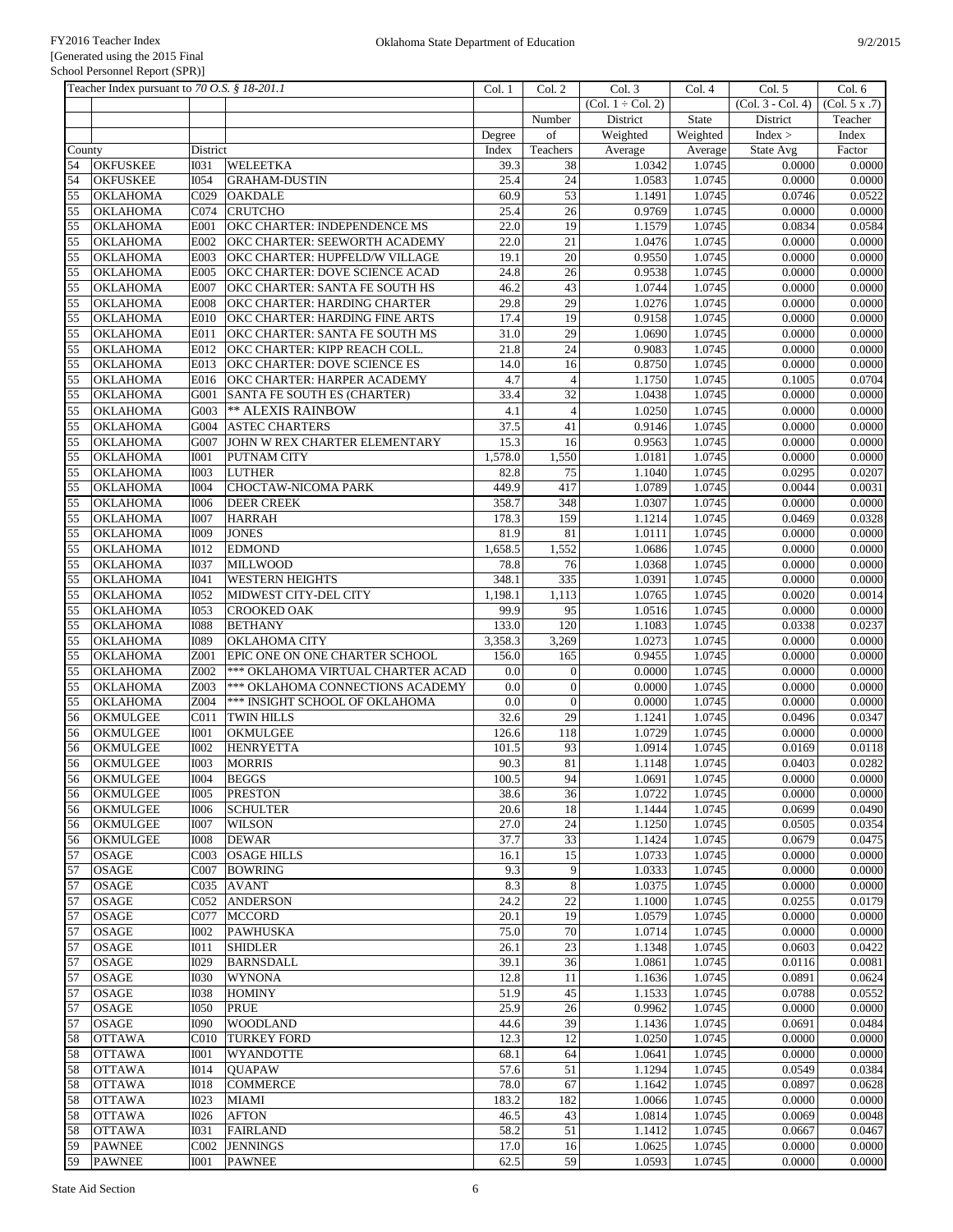FY2016 Teacher Index
[Generated using the 2015 Final School Personnel Report (SPR)]

Oklahoma State Department of Education

9/2/2015

| Teacher Index pursuant to *70 O.S. § 18-201.1* | | | | Col. 1 | Col. 2 | Col. 3 | Col. 4 | Col. 5 | Col. 6 |
|---|---|---|---|---|---|---|---|---|---|
| | | | | | | (Col. 1 ÷ Col. 2) | | (Col. 3 - Col. 4) | (Col. 5 x .7) |
| | | | | | Number | District | State | District | Teacher |
| | | | | Degree | of | Weighted | Weighted | Index > | Index |
| County | | District | | Index | Teachers | Average | Average | State Avg | Factor |
| 54 | OKFUSKEE | I031 | WELEETKA | 39.3 | 38 | 1.0342 | 1.0745 | 0.0000 | 0.0000 |
| 54 | OKFUSKEE | I054 | GRAHAM-DUSTIN | 25.4 | 24 | 1.0583 | 1.0745 | 0.0000 | 0.0000 |
| 55 | OKLAHOMA | C029 | OAKDALE | 60.9 | 53 | 1.1491 | 1.0745 | 0.0746 | 0.0522 |
| 55 | OKLAHOMA | C074 | CRUTCHO | 25.4 | 26 | 0.9769 | 1.0745 | 0.0000 | 0.0000 |
| 55 | OKLAHOMA | E001 | OKC CHARTER: INDEPENDENCE MS | 22.0 | 19 | 1.1579 | 1.0745 | 0.0834 | 0.0584 |
| 55 | OKLAHOMA | E002 | OKC CHARTER: SEEWORTH ACADEMY | 22.0 | 21 | 1.0476 | 1.0745 | 0.0000 | 0.0000 |
| 55 | OKLAHOMA | E003 | OKC CHARTER: HUPFELD/W VILLAGE | 19.1 | 20 | 0.9550 | 1.0745 | 0.0000 | 0.0000 |
| 55 | OKLAHOMA | E005 | OKC CHARTER: DOVE SCIENCE ACAD | 24.8 | 26 | 0.9538 | 1.0745 | 0.0000 | 0.0000 |
| 55 | OKLAHOMA | E007 | OKC CHARTER: SANTA FE SOUTH HS | 46.2 | 43 | 1.0744 | 1.0745 | 0.0000 | 0.0000 |
| 55 | OKLAHOMA | E008 | OKC CHARTER: HARDING CHARTER | 29.8 | 29 | 1.0276 | 1.0745 | 0.0000 | 0.0000 |
| 55 | OKLAHOMA | E010 | OKC CHARTER: HARDING FINE ARTS | 17.4 | 19 | 0.9158 | 1.0745 | 0.0000 | 0.0000 |
| 55 | OKLAHOMA | E011 | OKC CHARTER: SANTA FE SOUTH MS | 31.0 | 29 | 1.0690 | 1.0745 | 0.0000 | 0.0000 |
| 55 | OKLAHOMA | E012 | OKC CHARTER: KIPP REACH COLL. | 21.8 | 24 | 0.9083 | 1.0745 | 0.0000 | 0.0000 |
| 55 | OKLAHOMA | E013 | OKC CHARTER: DOVE SCIENCE ES | 14.0 | 16 | 0.8750 | 1.0745 | 0.0000 | 0.0000 |
| 55 | OKLAHOMA | E016 | OKC CHARTER: HARPER ACADEMY | 4.7 | 4 | 1.1750 | 1.0745 | 0.1005 | 0.0704 |
| 55 | OKLAHOMA | G001 | SANTA FE SOUTH ES (CHARTER) | 33.4 | 32 | 1.0438 | 1.0745 | 0.0000 | 0.0000 |
| 55 | OKLAHOMA | G003 | ** ALEXIS RAINBOW | 4.1 | 4 | 1.0250 | 1.0745 | 0.0000 | 0.0000 |
| 55 | OKLAHOMA | G004 | ASTEC CHARTERS | 37.5 | 41 | 0.9146 | 1.0745 | 0.0000 | 0.0000 |
| 55 | OKLAHOMA | G007 | JOHN W REX CHARTER ELEMENTARY | 15.3 | 16 | 0.9563 | 1.0745 | 0.0000 | 0.0000 |
| 55 | OKLAHOMA | I001 | PUTNAM CITY | 1,578.0 | 1,550 | 1.0181 | 1.0745 | 0.0000 | 0.0000 |
| 55 | OKLAHOMA | I003 | LUTHER | 82.8 | 75 | 1.1040 | 1.0745 | 0.0295 | 0.0207 |
| 55 | OKLAHOMA | I004 | CHOCTAW-NICOMA PARK | 449.9 | 417 | 1.0789 | 1.0745 | 0.0044 | 0.0031 |
| 55 | OKLAHOMA | I006 | DEER CREEK | 358.7 | 348 | 1.0307 | 1.0745 | 0.0000 | 0.0000 |
| 55 | OKLAHOMA | I007 | HARRAH | 178.3 | 159 | 1.1214 | 1.0745 | 0.0469 | 0.0328 |
| 55 | OKLAHOMA | I009 | JONES | 81.9 | 81 | 1.0111 | 1.0745 | 0.0000 | 0.0000 |
| 55 | OKLAHOMA | I012 | EDMOND | 1,658.5 | 1,552 | 1.0686 | 1.0745 | 0.0000 | 0.0000 |
| 55 | OKLAHOMA | I037 | MILLWOOD | 78.8 | 76 | 1.0368 | 1.0745 | 0.0000 | 0.0000 |
| 55 | OKLAHOMA | I041 | WESTERN HEIGHTS | 348.1 | 335 | 1.0391 | 1.0745 | 0.0000 | 0.0000 |
| 55 | OKLAHOMA | I052 | MIDWEST CITY-DEL CITY | 1,198.1 | 1,113 | 1.0765 | 1.0745 | 0.0020 | 0.0014 |
| 55 | OKLAHOMA | I053 | CROOKED OAK | 99.9 | 95 | 1.0516 | 1.0745 | 0.0000 | 0.0000 |
| 55 | OKLAHOMA | I088 | BETHANY | 133.0 | 120 | 1.1083 | 1.0745 | 0.0338 | 0.0237 |
| 55 | OKLAHOMA | I089 | OKLAHOMA CITY | 3,358.3 | 3,269 | 1.0273 | 1.0745 | 0.0000 | 0.0000 |
| 55 | OKLAHOMA | Z001 | EPIC ONE ON ONE CHARTER SCHOOL | 156.0 | 165 | 0.9455 | 1.0745 | 0.0000 | 0.0000 |
| 55 | OKLAHOMA | Z002 | *** OKLAHOMA VIRTUAL CHARTER ACAD | 0.0 | 0 | 0.0000 | 1.0745 | 0.0000 | 0.0000 |
| 55 | OKLAHOMA | Z003 | *** OKLAHOMA CONNECTIONS ACADEMY | 0.0 | 0 | 0.0000 | 1.0745 | 0.0000 | 0.0000 |
| 55 | OKLAHOMA | Z004 | *** INSIGHT SCHOOL OF OKLAHOMA | 0.0 | 0 | 0.0000 | 1.0745 | 0.0000 | 0.0000 |
| 56 | OKMULGEE | C011 | TWIN HILLS | 32.6 | 29 | 1.1241 | 1.0745 | 0.0496 | 0.0347 |
| 56 | OKMULGEE | I001 | OKMULGEE | 126.6 | 118 | 1.0729 | 1.0745 | 0.0000 | 0.0000 |
| 56 | OKMULGEE | I002 | HENRYETTA | 101.5 | 93 | 1.0914 | 1.0745 | 0.0169 | 0.0118 |
| 56 | OKMULGEE | I003 | MORRIS | 90.3 | 81 | 1.1148 | 1.0745 | 0.0403 | 0.0282 |
| 56 | OKMULGEE | I004 | BEGGS | 100.5 | 94 | 1.0691 | 1.0745 | 0.0000 | 0.0000 |
| 56 | OKMULGEE | I005 | PRESTON | 38.6 | 36 | 1.0722 | 1.0745 | 0.0000 | 0.0000 |
| 56 | OKMULGEE | I006 | SCHULTER | 20.6 | 18 | 1.1444 | 1.0745 | 0.0699 | 0.0490 |
| 56 | OKMULGEE | I007 | WILSON | 27.0 | 24 | 1.1250 | 1.0745 | 0.0505 | 0.0354 |
| 56 | OKMULGEE | I008 | DEWAR | 37.7 | 33 | 1.1424 | 1.0745 | 0.0679 | 0.0475 |
| 57 | OSAGE | C003 | OSAGE HILLS | 16.1 | 15 | 1.0733 | 1.0745 | 0.0000 | 0.0000 |
| 57 | OSAGE | C007 | BOWRING | 9.3 | 9 | 1.0333 | 1.0745 | 0.0000 | 0.0000 |
| 57 | OSAGE | C035 | AVANT | 8.3 | 8 | 1.0375 | 1.0745 | 0.0000 | 0.0000 |
| 57 | OSAGE | C052 | ANDERSON | 24.2 | 22 | 1.1000 | 1.0745 | 0.0255 | 0.0179 |
| 57 | OSAGE | C077 | MCCORD | 20.1 | 19 | 1.0579 | 1.0745 | 0.0000 | 0.0000 |
| 57 | OSAGE | I002 | PAWHUSKA | 75.0 | 70 | 1.0714 | 1.0745 | 0.0000 | 0.0000 |
| 57 | OSAGE | I011 | SHIDLER | 26.1 | 23 | 1.1348 | 1.0745 | 0.0603 | 0.0422 |
| 57 | OSAGE | I029 | BARNSDALL | 39.1 | 36 | 1.0861 | 1.0745 | 0.0116 | 0.0081 |
| 57 | OSAGE | I030 | WYNONA | 12.8 | 11 | 1.1636 | 1.0745 | 0.0891 | 0.0624 |
| 57 | OSAGE | I038 | HOMINY | 51.9 | 45 | 1.1533 | 1.0745 | 0.0788 | 0.0552 |
| 57 | OSAGE | I050 | PRUE | 25.9 | 26 | 0.9962 | 1.0745 | 0.0000 | 0.0000 |
| 57 | OSAGE | I090 | WOODLAND | 44.6 | 39 | 1.1436 | 1.0745 | 0.0691 | 0.0484 |
| 58 | OTTAWA | C010 | TURKEY FORD | 12.3 | 12 | 1.0250 | 1.0745 | 0.0000 | 0.0000 |
| 58 | OTTAWA | I001 | WYANDOTTE | 68.1 | 64 | 1.0641 | 1.0745 | 0.0000 | 0.0000 |
| 58 | OTTAWA | I014 | QUAPAW | 57.6 | 51 | 1.1294 | 1.0745 | 0.0549 | 0.0384 |
| 58 | OTTAWA | I018 | COMMERCE | 78.0 | 67 | 1.1642 | 1.0745 | 0.0897 | 0.0628 |
| 58 | OTTAWA | I023 | MIAMI | 183.2 | 182 | 1.0066 | 1.0745 | 0.0000 | 0.0000 |
| 58 | OTTAWA | I026 | AFTON | 46.5 | 43 | 1.0814 | 1.0745 | 0.0069 | 0.0048 |
| 58 | OTTAWA | I031 | FAIRLAND | 58.2 | 51 | 1.1412 | 1.0745 | 0.0667 | 0.0467 |
| 59 | PAWNEE | C002 | JENNINGS | 17.0 | 16 | 1.0625 | 1.0745 | 0.0000 | 0.0000 |
| 59 | PAWNEE | I001 | PAWNEE | 62.5 | 59 | 1.0593 | 1.0745 | 0.0000 | 0.0000 |

State Aid Section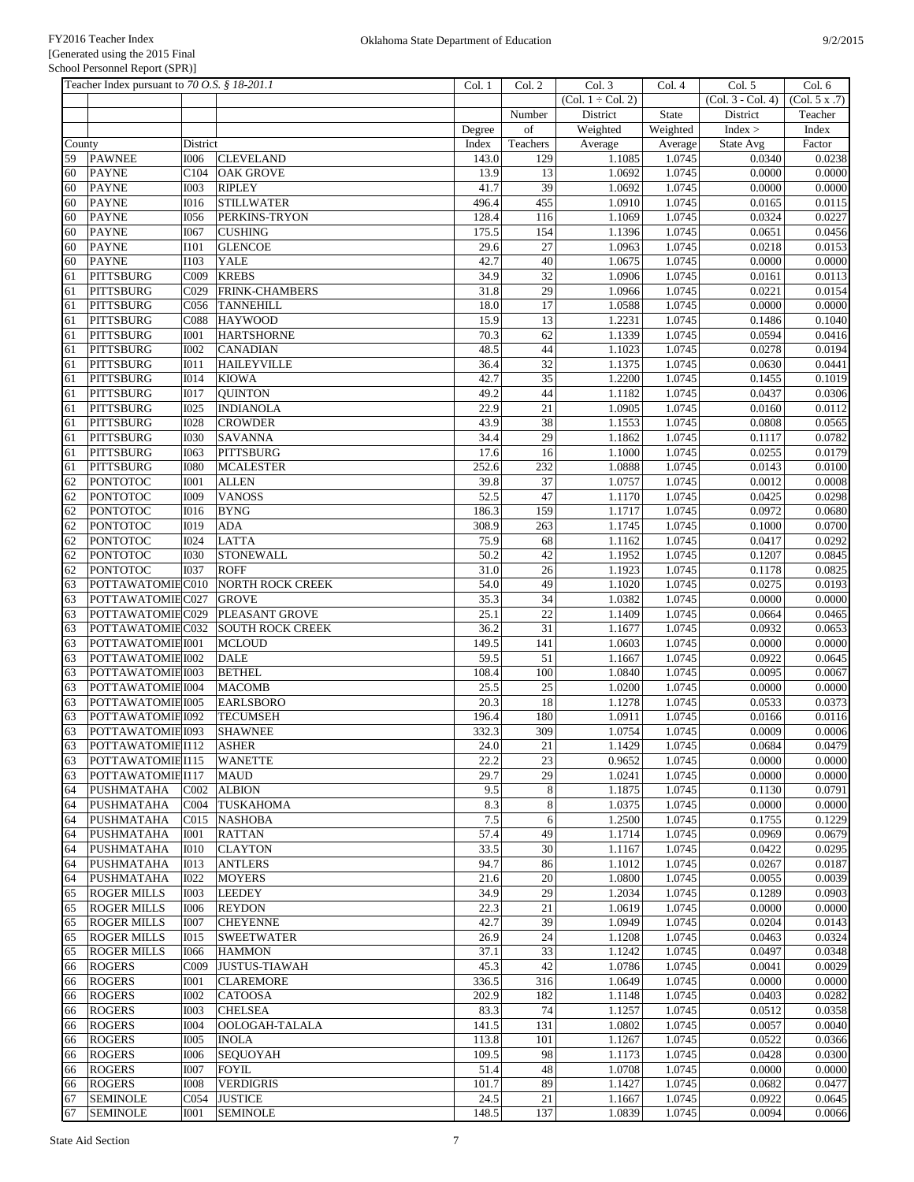| Teacher Index pursuant to *70 O.S. § 18-201.1* | | | | Col. 1 | Col. 2 | Col. 3 | Col. 4 | Col. 5 | Col. 6 |
|---|---|---|---|---|---|---|---|---|---|
| | | | | | | (Col. 1 ÷ Col. 2) | | (Col. 3 - Col. 4) | (Col. 5 x .7) |
| | | | | | Number | District | State | District | Teacher |
| | | | | Degree | of | Weighted | Weighted | Index > | Index |
| County | | District | | Index | Teachers | Average | Average | State Avg | Factor |
| 59 | PAWNEE | I006 | CLEVELAND | 143.0 | 129 | 1.1085 | 1.0745 | 0.0340 | 0.0238 |
| 60 | PAYNE | C104 | OAK GROVE | 13.9 | 13 | 1.0692 | 1.0745 | 0.0000 | 0.0000 |
| 60 | PAYNE | I003 | RIPLEY | 41.7 | 39 | 1.0692 | 1.0745 | 0.0000 | 0.0000 |
| 60 | PAYNE | I016 | STILLWATER | 496.4 | 455 | 1.0910 | 1.0745 | 0.0165 | 0.0115 |
| 60 | PAYNE | I056 | PERKINS-TRYON | 128.4 | 116 | 1.1069 | 1.0745 | 0.0324 | 0.0227 |
| 60 | PAYNE | I067 | CUSHING | 175.5 | 154 | 1.1396 | 1.0745 | 0.0651 | 0.0456 |
| 60 | PAYNE | I101 | GLENCOE | 29.6 | 27 | 1.0963 | 1.0745 | 0.0218 | 0.0153 |
| 60 | PAYNE | I103 | YALE | 42.7 | 40 | 1.0675 | 1.0745 | 0.0000 | 0.0000 |
| 61 | PITTSBURG | C009 | KREBS | 34.9 | 32 | 1.0906 | 1.0745 | 0.0161 | 0.0113 |
| 61 | PITTSBURG | C029 | FRINK-CHAMBERS | 31.8 | 29 | 1.0966 | 1.0745 | 0.0221 | 0.0154 |
| 61 | PITTSBURG | C056 | TANNEHILL | 18.0 | 17 | 1.0588 | 1.0745 | 0.0000 | 0.0000 |
| 61 | PITTSBURG | C088 | HAYWOOD | 15.9 | 13 | 1.2231 | 1.0745 | 0.1486 | 0.1040 |
| 61 | PITTSBURG | I001 | HARTSHORNE | 70.3 | 62 | 1.1339 | 1.0745 | 0.0594 | 0.0416 |
| 61 | PITTSBURG | I002 | CANADIAN | 48.5 | 44 | 1.1023 | 1.0745 | 0.0278 | 0.0194 |
| 61 | PITTSBURG | I011 | HAILEYVILLE | 36.4 | 32 | 1.1375 | 1.0745 | 0.0630 | 0.0441 |
| 61 | PITTSBURG | I014 | KIOWA | 42.7 | 35 | 1.2200 | 1.0745 | 0.1455 | 0.1019 |
| 61 | PITTSBURG | I017 | QUINTON | 49.2 | 44 | 1.1182 | 1.0745 | 0.0437 | 0.0306 |
| 61 | PITTSBURG | I025 | INDIANOLA | 22.9 | 21 | 1.0905 | 1.0745 | 0.0160 | 0.0112 |
| 61 | PITTSBURG | I028 | CROWDER | 43.9 | 38 | 1.1553 | 1.0745 | 0.0808 | 0.0565 |
| 61 | PITTSBURG | I030 | SAVANNA | 34.4 | 29 | 1.1862 | 1.0745 | 0.1117 | 0.0782 |
| 61 | PITTSBURG | I063 | PITTSBURG | 17.6 | 16 | 1.1000 | 1.0745 | 0.0255 | 0.0179 |
| 61 | PITTSBURG | I080 | MCALESTER | 252.6 | 232 | 1.0888 | 1.0745 | 0.0143 | 0.0100 |
| 62 | PONTOTOC | I001 | ALLEN | 39.8 | 37 | 1.0757 | 1.0745 | 0.0012 | 0.0008 |
| 62 | PONTOTOC | I009 | VANOSS | 52.5 | 47 | 1.1170 | 1.0745 | 0.0425 | 0.0298 |
| 62 | PONTOTOC | I016 | BYNG | 186.3 | 159 | 1.1717 | 1.0745 | 0.0972 | 0.0680 |
| 62 | PONTOTOC | I019 | ADA | 308.9 | 263 | 1.1745 | 1.0745 | 0.1000 | 0.0700 |
| 62 | PONTOTOC | I024 | LATTA | 75.9 | 68 | 1.1162 | 1.0745 | 0.0417 | 0.0292 |
| 62 | PONTOTOC | I030 | STONEWALL | 50.2 | 42 | 1.1952 | 1.0745 | 0.1207 | 0.0845 |
| 62 | PONTOTOC | I037 | ROFF | 31.0 | 26 | 1.1923 | 1.0745 | 0.1178 | 0.0825 |
| 63 | POTTAWATOMIE | C010 | NORTH ROCK CREEK | 54.0 | 49 | 1.1020 | 1.0745 | 0.0275 | 0.0193 |
| 63 | POTTAWATOMIE | C027 | GROVE | 35.3 | 34 | 1.0382 | 1.0745 | 0.0000 | 0.0000 |
| 63 | POTTAWATOMIE | C029 | PLEASANT GROVE | 25.1 | 22 | 1.1409 | 1.0745 | 0.0664 | 0.0465 |
| 63 | POTTAWATOMIE | C032 | SOUTH ROCK CREEK | 36.2 | 31 | 1.1677 | 1.0745 | 0.0932 | 0.0653 |
| 63 | POTTAWATOMIE | I001 | MCLOUD | 149.5 | 141 | 1.0603 | 1.0745 | 0.0000 | 0.0000 |
| 63 | POTTAWATOMIE | I002 | DALE | 59.5 | 51 | 1.1667 | 1.0745 | 0.0922 | 0.0645 |
| 63 | POTTAWATOMIE | I003 | BETHEL | 108.4 | 100 | 1.0840 | 1.0745 | 0.0095 | 0.0067 |
| 63 | POTTAWATOMIE | I004 | MACOMB | 25.5 | 25 | 1.0200 | 1.0745 | 0.0000 | 0.0000 |
| 63 | POTTAWATOMIE | I005 | EARLSBORO | 20.3 | 18 | 1.1278 | 1.0745 | 0.0533 | 0.0373 |
| 63 | POTTAWATOMIE | I092 | TECUMSEH | 196.4 | 180 | 1.0911 | 1.0745 | 0.0166 | 0.0116 |
| 63 | POTTAWATOMIE | I093 | SHAWNEE | 332.3 | 309 | 1.0754 | 1.0745 | 0.0009 | 0.0006 |
| 63 | POTTAWATOMIE | I112 | ASHER | 24.0 | 21 | 1.1429 | 1.0745 | 0.0684 | 0.0479 |
| 63 | POTTAWATOMIE | I115 | WANETTE | 22.2 | 23 | 0.9652 | 1.0745 | 0.0000 | 0.0000 |
| 63 | POTTAWATOMIE | I117 | MAUD | 29.7 | 29 | 1.0241 | 1.0745 | 0.0000 | 0.0000 |
| 64 | PUSHMATAHA | C002 | ALBION | 9.5 | 8 | 1.1875 | 1.0745 | 0.1130 | 0.0791 |
| 64 | PUSHMATAHA | C004 | TUSKAHOMA | 8.3 | 8 | 1.0375 | 1.0745 | 0.0000 | 0.0000 |
| 64 | PUSHMATAHA | C015 | NASHOBA | 7.5 | 6 | 1.2500 | 1.0745 | 0.1755 | 0.1229 |
| 64 | PUSHMATAHA | I001 | RATTAN | 57.4 | 49 | 1.1714 | 1.0745 | 0.0969 | 0.0679 |
| 64 | PUSHMATAHA | I010 | CLAYTON | 33.5 | 30 | 1.1167 | 1.0745 | 0.0422 | 0.0295 |
| 64 | PUSHMATAHA | I013 | ANTLERS | 94.7 | 86 | 1.1012 | 1.0745 | 0.0267 | 0.0187 |
| 64 | PUSHMATAHA | I022 | MOYERS | 21.6 | 20 | 1.0800 | 1.0745 | 0.0055 | 0.0039 |
| 65 | ROGER MILLS | I003 | LEEDEY | 34.9 | 29 | 1.2034 | 1.0745 | 0.1289 | 0.0903 |
| 65 | ROGER MILLS | I006 | REYDON | 22.3 | 21 | 1.0619 | 1.0745 | 0.0000 | 0.0000 |
| 65 | ROGER MILLS | I007 | CHEYENNE | 42.7 | 39 | 1.0949 | 1.0745 | 0.0204 | 0.0143 |
| 65 | ROGER MILLS | I015 | SWEETWATER | 26.9 | 24 | 1.1208 | 1.0745 | 0.0463 | 0.0324 |
| 65 | ROGER MILLS | I066 | HAMMON | 37.1 | 33 | 1.1242 | 1.0745 | 0.0497 | 0.0348 |
| 66 | ROGERS | C009 | JUSTUS-TIAWAH | 45.3 | 42 | 1.0786 | 1.0745 | 0.0041 | 0.0029 |
| 66 | ROGERS | I001 | CLAREMORE | 336.5 | 316 | 1.0649 | 1.0745 | 0.0000 | 0.0000 |
| 66 | ROGERS | I002 | CATOOSA | 202.9 | 182 | 1.1148 | 1.0745 | 0.0403 | 0.0282 |
| 66 | ROGERS | I003 | CHELSEA | 83.3 | 74 | 1.1257 | 1.0745 | 0.0512 | 0.0358 |
| 66 | ROGERS | I004 | OOLOGAH-TALALA | 141.5 | 131 | 1.0802 | 1.0745 | 0.0057 | 0.0040 |
| 66 | ROGERS | I005 | INOLA | 113.8 | 101 | 1.1267 | 1.0745 | 0.0522 | 0.0366 |
| 66 | ROGERS | I006 | SEQUOYAH | 109.5 | 98 | 1.1173 | 1.0745 | 0.0428 | 0.0300 |
| 66 | ROGERS | I007 | FOYIL | 51.4 | 48 | 1.0708 | 1.0745 | 0.0000 | 0.0000 |
| 66 | ROGERS | I008 | VERDIGRIS | 101.7 | 89 | 1.1427 | 1.0745 | 0.0682 | 0.0477 |
| 67 | SEMINOLE | C054 | JUSTICE | 24.5 | 21 | 1.1667 | 1.0745 | 0.0922 | 0.0645 |
| 67 | SEMINOLE | I001 | SEMINOLE | 148.5 | 137 | 1.0839 | 1.0745 | 0.0094 | 0.0066 |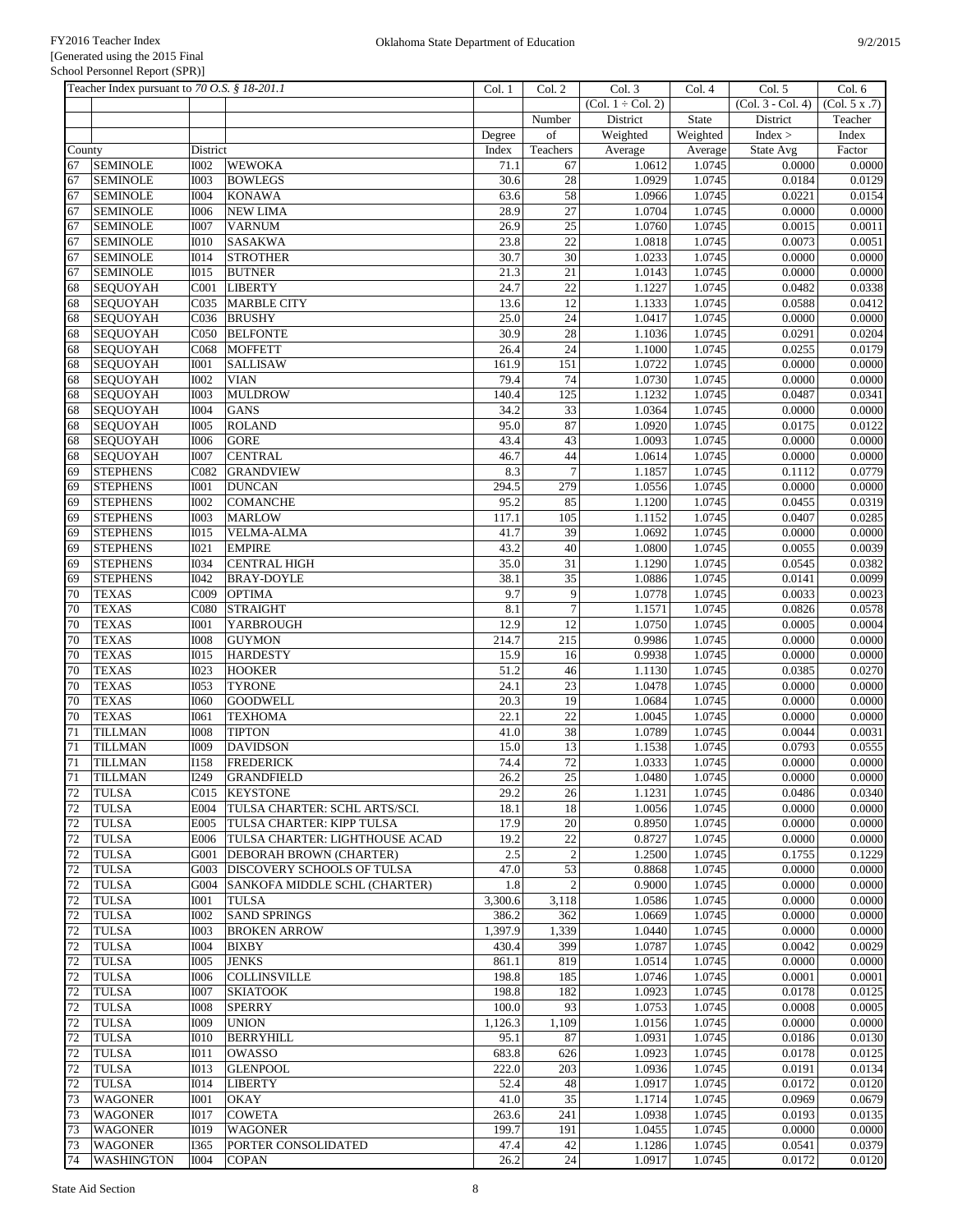FY2016 Teacher Index
[Generated using the 2015 Final School Personnel Report (SPR)]

Oklahoma State Department of Education

| Teacher Index pursuant to *70 O.S. § 18-201.1* | | | | Col. 1 | Col. 2 | Col. 3 | Col. 4 | Col. 5 | Col. 6 |
|---|---|---|---|---|---|---|---|---|---|
| | | | | | | (Col. 1 ÷ Col. 2) | | (Col. 3 - Col. 4) | (Col. 5 x .7) |
| | | | | | Number | District | State | District | Teacher |
| | | | | Degree | of | Weighted | Weighted | Index > | Index |
| County | | District | | Index | Teachers | Average | Average | State Avg | Factor |
| 67 | SEMINOLE | I002 | WEWOKA | 71.1 | 67 | 1.0612 | 1.0745 | 0.0000 | 0.0000 |
| 67 | SEMINOLE | I003 | BOWLEGS | 30.6 | 28 | 1.0929 | 1.0745 | 0.0184 | 0.0129 |
| 67 | SEMINOLE | I004 | KONAWA | 63.6 | 58 | 1.0966 | 1.0745 | 0.0221 | 0.0154 |
| 67 | SEMINOLE | I006 | NEW LIMA | 28.9 | 27 | 1.0704 | 1.0745 | 0.0000 | 0.0000 |
| 67 | SEMINOLE | I007 | VARNUM | 26.9 | 25 | 1.0760 | 1.0745 | 0.0015 | 0.0011 |
| 67 | SEMINOLE | I010 | SASAKWA | 23.8 | 22 | 1.0818 | 1.0745 | 0.0073 | 0.0051 |
| 67 | SEMINOLE | I014 | STROTHER | 30.7 | 30 | 1.0233 | 1.0745 | 0.0000 | 0.0000 |
| 67 | SEMINOLE | I015 | BUTNER | 21.3 | 21 | 1.0143 | 1.0745 | 0.0000 | 0.0000 |
| 68 | SEQUOYAH | C001 | LIBERTY | 24.7 | 22 | 1.1227 | 1.0745 | 0.0482 | 0.0338 |
| 68 | SEQUOYAH | C035 | MARBLE CITY | 13.6 | 12 | 1.1333 | 1.0745 | 0.0588 | 0.0412 |
| 68 | SEQUOYAH | C036 | BRUSHY | 25.0 | 24 | 1.0417 | 1.0745 | 0.0000 | 0.0000 |
| 68 | SEQUOYAH | C050 | BELFONTE | 30.9 | 28 | 1.1036 | 1.0745 | 0.0291 | 0.0204 |
| 68 | SEQUOYAH | C068 | MOFFETT | 26.4 | 24 | 1.1000 | 1.0745 | 0.0255 | 0.0179 |
| 68 | SEQUOYAH | I001 | SALLISAW | 161.9 | 151 | 1.0722 | 1.0745 | 0.0000 | 0.0000 |
| 68 | SEQUOYAH | I002 | VIAN | 79.4 | 74 | 1.0730 | 1.0745 | 0.0000 | 0.0000 |
| 68 | SEQUOYAH | I003 | MULDROW | 140.4 | 125 | 1.1232 | 1.0745 | 0.0487 | 0.0341 |
| 68 | SEQUOYAH | I004 | GANS | 34.2 | 33 | 1.0364 | 1.0745 | 0.0000 | 0.0000 |
| 68 | SEQUOYAH | I005 | ROLAND | 95.0 | 87 | 1.0920 | 1.0745 | 0.0175 | 0.0122 |
| 68 | SEQUOYAH | I006 | GORE | 43.4 | 43 | 1.0093 | 1.0745 | 0.0000 | 0.0000 |
| 68 | SEQUOYAH | I007 | CENTRAL | 46.7 | 44 | 1.0614 | 1.0745 | 0.0000 | 0.0000 |
| 69 | STEPHENS | C082 | GRANDVIEW | 8.3 | 7 | 1.1857 | 1.0745 | 0.1112 | 0.0779 |
| 69 | STEPHENS | I001 | DUNCAN | 294.5 | 279 | 1.0556 | 1.0745 | 0.0000 | 0.0000 |
| 69 | STEPHENS | I002 | COMANCHE | 95.2 | 85 | 1.1200 | 1.0745 | 0.0455 | 0.0319 |
| 69 | STEPHENS | I003 | MARLOW | 117.1 | 105 | 1.1152 | 1.0745 | 0.0407 | 0.0285 |
| 69 | STEPHENS | I015 | VELMA-ALMA | 41.7 | 39 | 1.0692 | 1.0745 | 0.0000 | 0.0000 |
| 69 | STEPHENS | I021 | EMPIRE | 43.2 | 40 | 1.0800 | 1.0745 | 0.0055 | 0.0039 |
| 69 | STEPHENS | I034 | CENTRAL HIGH | 35.0 | 31 | 1.1290 | 1.0745 | 0.0545 | 0.0382 |
| 69 | STEPHENS | I042 | BRAY-DOYLE | 38.1 | 35 | 1.0886 | 1.0745 | 0.0141 | 0.0099 |
| 70 | TEXAS | C009 | OPTIMA | 9.7 | 9 | 1.0778 | 1.0745 | 0.0033 | 0.0023 |
| 70 | TEXAS | C080 | STRAIGHT | 8.1 | 7 | 1.1571 | 1.0745 | 0.0826 | 0.0578 |
| 70 | TEXAS | I001 | YARBROUGH | 12.9 | 12 | 1.0750 | 1.0745 | 0.0005 | 0.0004 |
| 70 | TEXAS | I008 | GUYMON | 214.7 | 215 | 0.9986 | 1.0745 | 0.0000 | 0.0000 |
| 70 | TEXAS | I015 | HARDESTY | 15.9 | 16 | 0.9938 | 1.0745 | 0.0000 | 0.0000 |
| 70 | TEXAS | I023 | HOOKER | 51.2 | 46 | 1.1130 | 1.0745 | 0.0385 | 0.0270 |
| 70 | TEXAS | I053 | TYRONE | 24.1 | 23 | 1.0478 | 1.0745 | 0.0000 | 0.0000 |
| 70 | TEXAS | I060 | GOODWELL | 20.3 | 19 | 1.0684 | 1.0745 | 0.0000 | 0.0000 |
| 70 | TEXAS | I061 | TEXHOMA | 22.1 | 22 | 1.0045 | 1.0745 | 0.0000 | 0.0000 |
| 71 | TILLMAN | I008 | TIPTON | 41.0 | 38 | 1.0789 | 1.0745 | 0.0044 | 0.0031 |
| 71 | TILLMAN | I009 | DAVIDSON | 15.0 | 13 | 1.1538 | 1.0745 | 0.0793 | 0.0555 |
| 71 | TILLMAN | I158 | FREDERICK | 74.4 | 72 | 1.0333 | 1.0745 | 0.0000 | 0.0000 |
| 71 | TILLMAN | I249 | GRANDFIELD | 26.2 | 25 | 1.0480 | 1.0745 | 0.0000 | 0.0000 |
| 72 | TULSA | C015 | KEYSTONE | 29.2 | 26 | 1.1231 | 1.0745 | 0.0486 | 0.0340 |
| 72 | TULSA | E004 | TULSA CHARTER: SCHL ARTS/SCI. | 18.1 | 18 | 1.0056 | 1.0745 | 0.0000 | 0.0000 |
| 72 | TULSA | E005 | TULSA CHARTER: KIPP TULSA | 17.9 | 20 | 0.8950 | 1.0745 | 0.0000 | 0.0000 |
| 72 | TULSA | E006 | TULSA CHARTER: LIGHTHOUSE ACAD | 19.2 | 22 | 0.8727 | 1.0745 | 0.0000 | 0.0000 |
| 72 | TULSA | G001 | DEBORAH BROWN (CHARTER) | 2.5 | 2 | 1.2500 | 1.0745 | 0.1755 | 0.1229 |
| 72 | TULSA | G003 | DISCOVERY SCHOOLS OF TULSA | 47.0 | 53 | 0.8868 | 1.0745 | 0.0000 | 0.0000 |
| 72 | TULSA | G004 | SANKOFA MIDDLE SCHL (CHARTER) | 1.8 | 2 | 0.9000 | 1.0745 | 0.0000 | 0.0000 |
| 72 | TULSA | I001 | TULSA | 3,300.6 | 3,118 | 1.0586 | 1.0745 | 0.0000 | 0.0000 |
| 72 | TULSA | I002 | SAND SPRINGS | 386.2 | 362 | 1.0669 | 1.0745 | 0.0000 | 0.0000 |
| 72 | TULSA | I003 | BROKEN ARROW | 1,397.9 | 1,339 | 1.0440 | 1.0745 | 0.0000 | 0.0000 |
| 72 | TULSA | I004 | BIXBY | 430.4 | 399 | 1.0787 | 1.0745 | 0.0042 | 0.0029 |
| 72 | TULSA | I005 | JENKS | 861.1 | 819 | 1.0514 | 1.0745 | 0.0000 | 0.0000 |
| 72 | TULSA | I006 | COLLINSVILLE | 198.8 | 185 | 1.0746 | 1.0745 | 0.0001 | 0.0001 |
| 72 | TULSA | I007 | SKIATOOK | 198.8 | 182 | 1.0923 | 1.0745 | 0.0178 | 0.0125 |
| 72 | TULSA | I008 | SPERRY | 100.0 | 93 | 1.0753 | 1.0745 | 0.0008 | 0.0005 |
| 72 | TULSA | I009 | UNION | 1,126.3 | 1,109 | 1.0156 | 1.0745 | 0.0000 | 0.0000 |
| 72 | TULSA | I010 | BERRYHILL | 95.1 | 87 | 1.0931 | 1.0745 | 0.0186 | 0.0130 |
| 72 | TULSA | I011 | OWASSO | 683.8 | 626 | 1.0923 | 1.0745 | 0.0178 | 0.0125 |
| 72 | TULSA | I013 | GLENPOOL | 222.0 | 203 | 1.0936 | 1.0745 | 0.0191 | 0.0134 |
| 72 | TULSA | I014 | LIBERTY | 52.4 | 48 | 1.0917 | 1.0745 | 0.0172 | 0.0120 |
| 73 | WAGONER | I001 | OKAY | 41.0 | 35 | 1.1714 | 1.0745 | 0.0969 | 0.0679 |
| 73 | WAGONER | I017 | COWETA | 263.6 | 241 | 1.0938 | 1.0745 | 0.0193 | 0.0135 |
| 73 | WAGONER | I019 | WAGONER | 199.7 | 191 | 1.0455 | 1.0745 | 0.0000 | 0.0000 |
| 73 | WAGONER | I365 | PORTER CONSOLIDATED | 47.4 | 42 | 1.1286 | 1.0745 | 0.0541 | 0.0379 |
| 74 | WASHINGTON | I004 | COPAN | 26.2 | 24 | 1.0917 | 1.0745 | 0.0172 | 0.0120 |

State Aid Section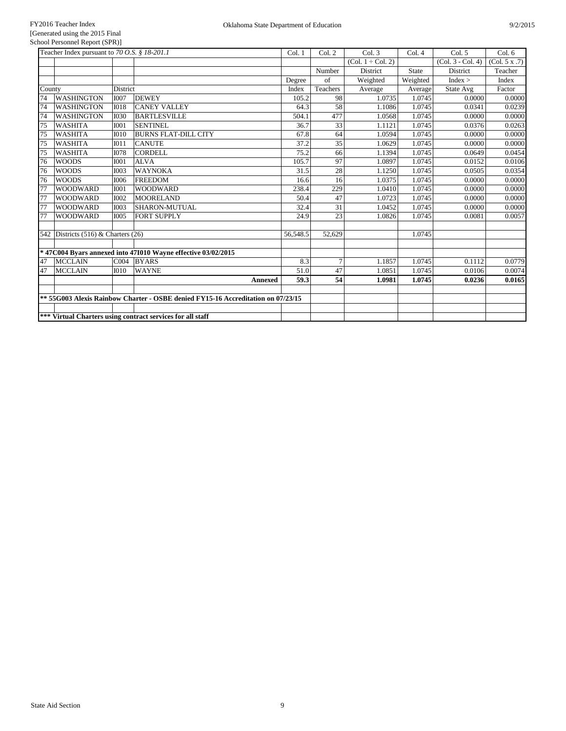FY2016 Teacher Index
[Generated using the 2015 Final School Personnel Report (SPR)]

Oklahoma State Department of Education

9/2/2015

| Teacher Index pursuant to *70 O.S. § 18-201.1* | | | | Col. 1 | Col. 2 | Col. 3 | Col. 4 | Col. 5 | Col. 6 |
|---|---|---|---|---|---|---|---|---|---|
| | | | | | | (Col. 1 ÷ Col. 2) | | (Col. 3 - Col. 4) | (Col. 5 x .7) |
| | | | | | Number | District | State | District | Teacher |
| | | | | Degree | of | Weighted | Weighted | Index > | Index |
| County | | District | | Index | Teachers | Average | Average | State Avg | Factor |
| 74 | WASHINGTON | I007 | DEWEY | 105.2 | 98 | 1.0735 | 1.0745 | 0.0000 | 0.0000 |
| 74 | WASHINGTON | I018 | CANEY VALLEY | 64.3 | 58 | 1.1086 | 1.0745 | 0.0341 | 0.0239 |
| 74 | WASHINGTON | I030 | BARTLESVILLE | 504.1 | 477 | 1.0568 | 1.0745 | 0.0000 | 0.0000 |
| 75 | WASHITA | I001 | SENTINEL | 36.7 | 33 | 1.1121 | 1.0745 | 0.0376 | 0.0263 |
| 75 | WASHITA | I010 | BURNS FLAT-DILL CITY | 67.8 | 64 | 1.0594 | 1.0745 | 0.0000 | 0.0000 |
| 75 | WASHITA | I011 | CANUTE | 37.2 | 35 | 1.0629 | 1.0745 | 0.0000 | 0.0000 |
| 75 | WASHITA | I078 | CORDELL | 75.2 | 66 | 1.1394 | 1.0745 | 0.0649 | 0.0454 |
| 76 | WOODS | I001 | ALVA | 105.7 | 97 | 1.0897 | 1.0745 | 0.0152 | 0.0106 |
| 76 | WOODS | I003 | WAYNOKA | 31.5 | 28 | 1.1250 | 1.0745 | 0.0505 | 0.0354 |
| 76 | WOODS | I006 | FREEDOM | 16.6 | 16 | 1.0375 | 1.0745 | 0.0000 | 0.0000 |
| 77 | WOODWARD | I001 | WOODWARD | 238.4 | 229 | 1.0410 | 1.0745 | 0.0000 | 0.0000 |
| 77 | WOODWARD | I002 | MOORELAND | 50.4 | 47 | 1.0723 | 1.0745 | 0.0000 | 0.0000 |
| 77 | WOODWARD | I003 | SHARON-MUTUAL | 32.4 | 31 | 1.0452 | 1.0745 | 0.0000 | 0.0000 |
| 77 | WOODWARD | I005 | FORT SUPPLY | 24.9 | 23 | 1.0826 | 1.0745 | 0.0081 | 0.0057 |
| | | | | | | | | | |
| 542 | Districts (516) & Charters (26) | | | 56,548.5 | 52,629 | | 1.0745 | | |
| | | | | | | | | | |
| **\* 47C004 Byars annexed into 47I010 Wayne effective 03/02/2015** | | | | | | | | | |
| 47 | MCCLAIN | C004 | BYARS | 8.3 | 7 | 1.1857 | 1.0745 | 0.1112 | 0.0779 |
| 47 | MCCLAIN | I010 | WAYNE | 51.0 | 47 | 1.0851 | 1.0745 | 0.0106 | 0.0074 |
| | | | **Annexed** | **59.3** | **54** | **1.0981** | **1.0745** | **0.0236** | **0.0165** |
| | | | | | | | | | |
| **\*\* 55G003 Alexis Rainbow Charter - OSBE denied FY15-16 Accreditation on 07/23/15** | | | | | | | | | |
| | | | | | | | | | |
| **\*\*\* Virtual Charters using contract services for all staff** | | | | | | | | | |

State Aid Section